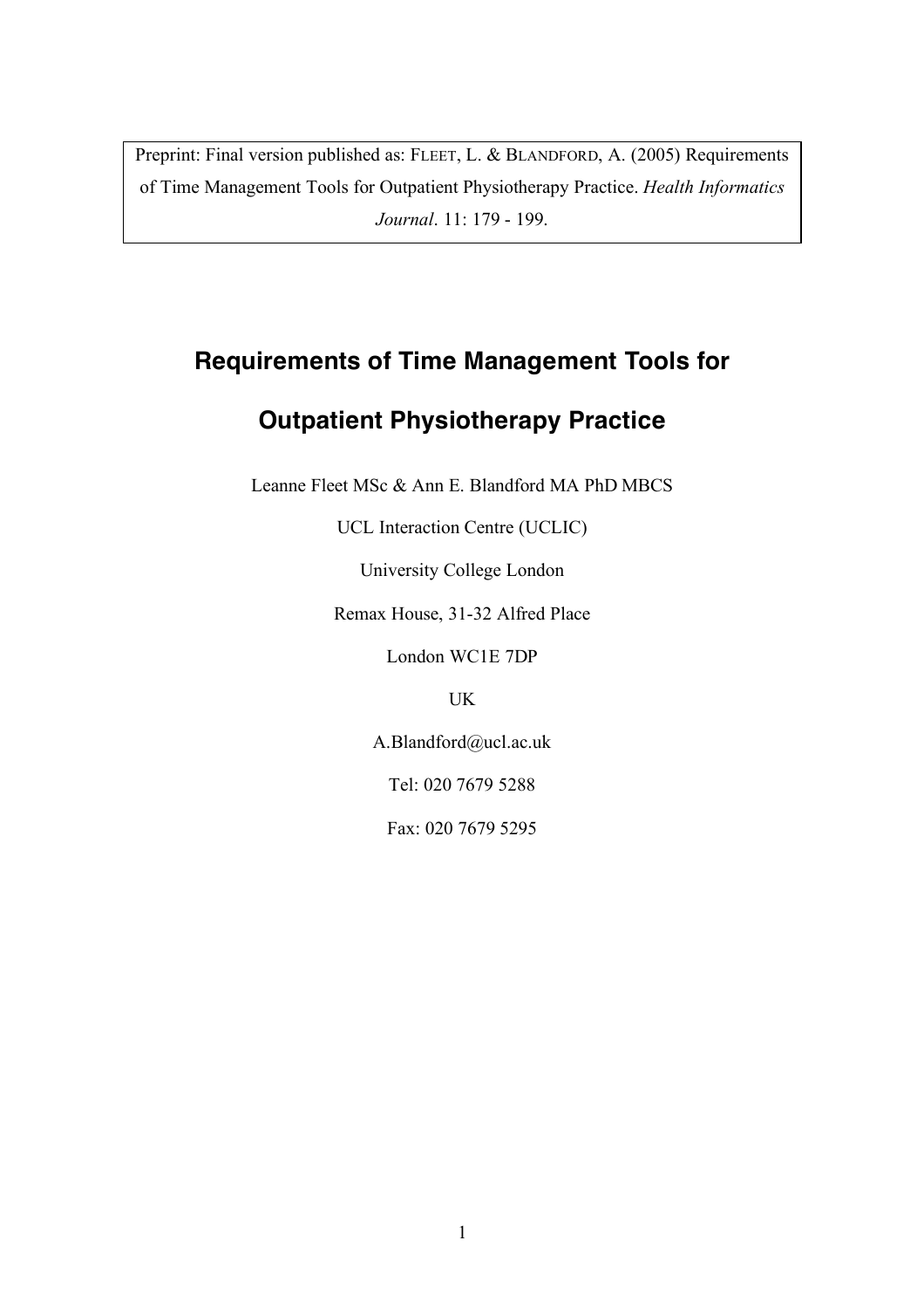Preprint: Final version published as: FLEET, L. & BLANDFORD, A. (2005) Requirements of Time Management Tools for Outpatient Physiotherapy Practice. *Health Informatics Journal*. 11: 179 - 199.

# Requirements of Time Management Tools for Outpatient Physiotherapy Practice

Leanne Fleet MSc & Ann E. Blandford MA PhD MBCS

UCL Interaction Centre (UCLIC)

University College London

Remax House, 31-32 Alfred Place

London WC1E 7DP

UK

A.Blandford@ucl.ac.uk

Tel: 020 7679 5288

Fax: 020 7679 5295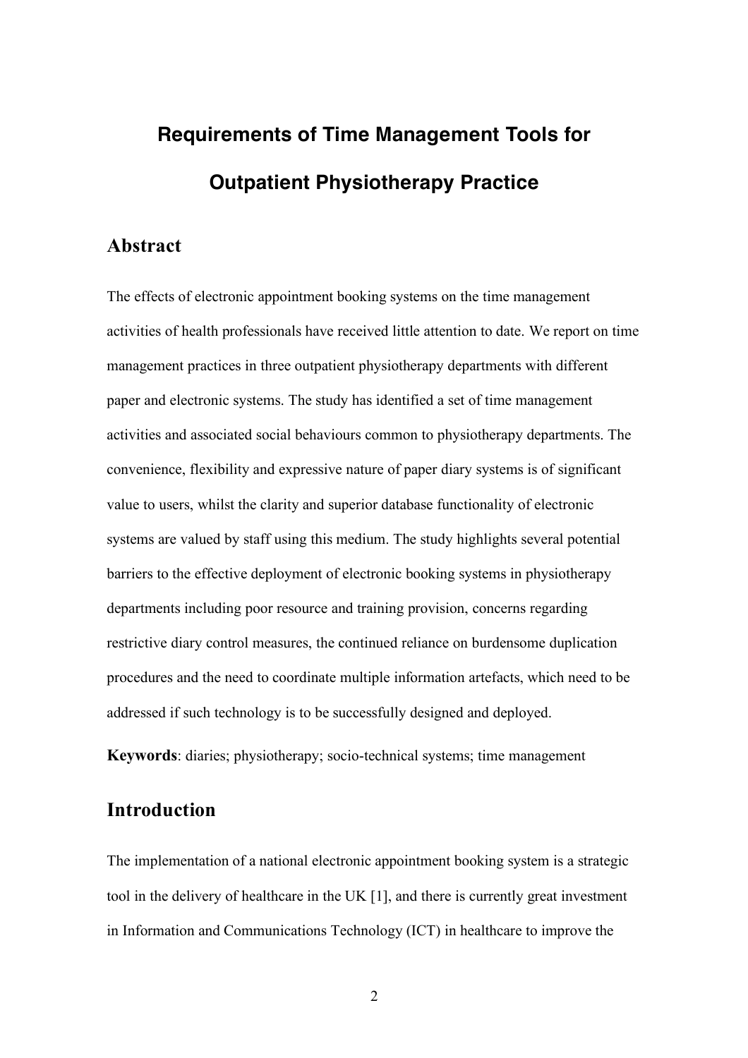# Requirements of Time Management Tools for Outpatient Physiotherapy Practice

## Abstract

The effects of electronic appointment booking systems on the time management activities of health professionals have received little attention to date. We report on time management practices in three outpatient physiotherapy departments with different paper and electronic systems. The study has identified a set of time management activities and associated social behaviours common to physiotherapy departments. The convenience, flexibility and expressive nature of paper diary systems is of significant value to users, whilst the clarity and superior database functionality of electronic systems are valued by staff using this medium. The study highlights several potential barriers to the effective deployment of electronic booking systems in physiotherapy departments including poor resource and training provision, concerns regarding restrictive diary control measures, the continued reliance on burdensome duplication procedures and the need to coordinate multiple information artefacts, which need to be addressed if such technology is to be successfully designed and deployed.

**Keywords**: diaries; physiotherapy; socio-technical systems; time management

## Introduction

The implementation of a national electronic appointment booking system is a strategic tool in the delivery of healthcare in the UK [1], and there is currently great investment in Information and Communications Technology (ICT) in healthcare to improve the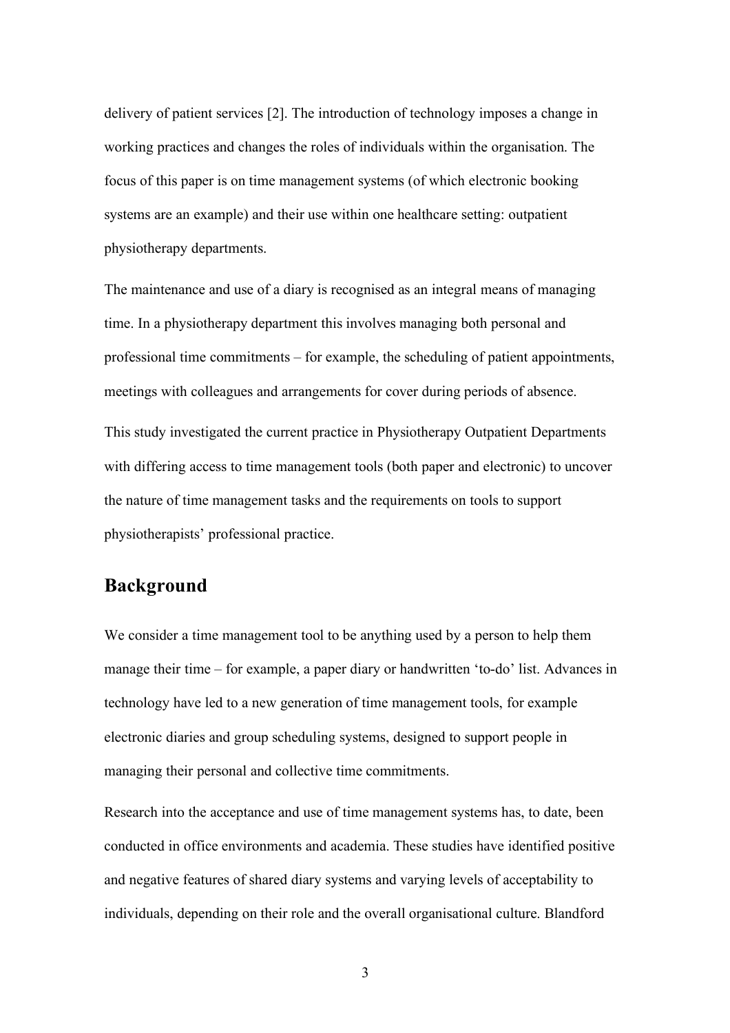delivery of patient services [2]. The introduction of technology imposes a change in working practices and changes the roles of individuals within the organisation. The focus of this paper is on time management systems (of which electronic booking systems are an example) and their use within one healthcare setting: outpatient physiotherapy departments.

The maintenance and use of a diary is recognised as an integral means of managing time. In a physiotherapy department this involves managing both personal and professional time commitments – for example, the scheduling of patient appointments, meetings with colleagues and arrangements for cover during periods of absence.

This study investigated the current practice in Physiotherapy Outpatient Departments with differing access to time management tools (both paper and electronic) to uncover the nature of time management tasks and the requirements on tools to support physiotherapists' professional practice.

## Background

We consider a time management tool to be anything used by a person to help them manage their time – for example, a paper diary or handwritten 'to-do' list. Advances in technology have led to a new generation of time management tools, for example electronic diaries and group scheduling systems, designed to support people in managing their personal and collective time commitments.

Research into the acceptance and use of time management systems has, to date, been conducted in office environments and academia. These studies have identified positive and negative features of shared diary systems and varying levels of acceptability to individuals, depending on their role and the overall organisational culture. Blandford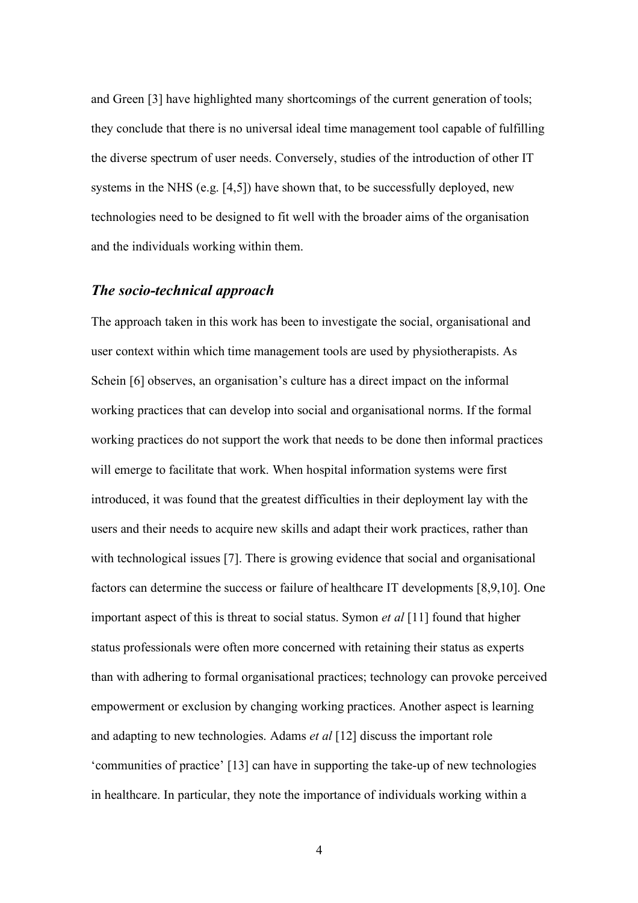and Green [3] have highlighted many shortcomings of the current generation of tools; they conclude that there is no universal ideal time management tool capable of fulfilling the diverse spectrum of user needs. Conversely, studies of the introduction of other IT systems in the NHS (e.g. [4,5]) have shown that, to be successfully deployed, new technologies need to be designed to fit well with the broader aims of the organisation and the individuals working within them.

### *The socio-technical approach*

The approach taken in this work has been to investigate the social, organisational and user context within which time management tools are used by physiotherapists. As Schein [6] observes, an organisation's culture has a direct impact on the informal working practices that can develop into social and organisational norms. If the formal working practices do not support the work that needs to be done then informal practices will emerge to facilitate that work. When hospital information systems were first introduced, it was found that the greatest difficulties in their deployment lay with the users and their needs to acquire new skills and adapt their work practices, rather than with technological issues [7]. There is growing evidence that social and organisational factors can determine the success or failure of healthcare IT developments [8,9,10]. One important aspect of this is threat to social status. Symon *et al* [11] found that higher status professionals were often more concerned with retaining their status as experts than with adhering to formal organisational practices; technology can provoke perceived empowerment or exclusion by changing working practices. Another aspect is learning and adapting to new technologies. Adams *et al* [12] discuss the important role 'communities of practice' [13] can have in supporting the take-up of new technologies in healthcare. In particular, they note the importance of individuals working within a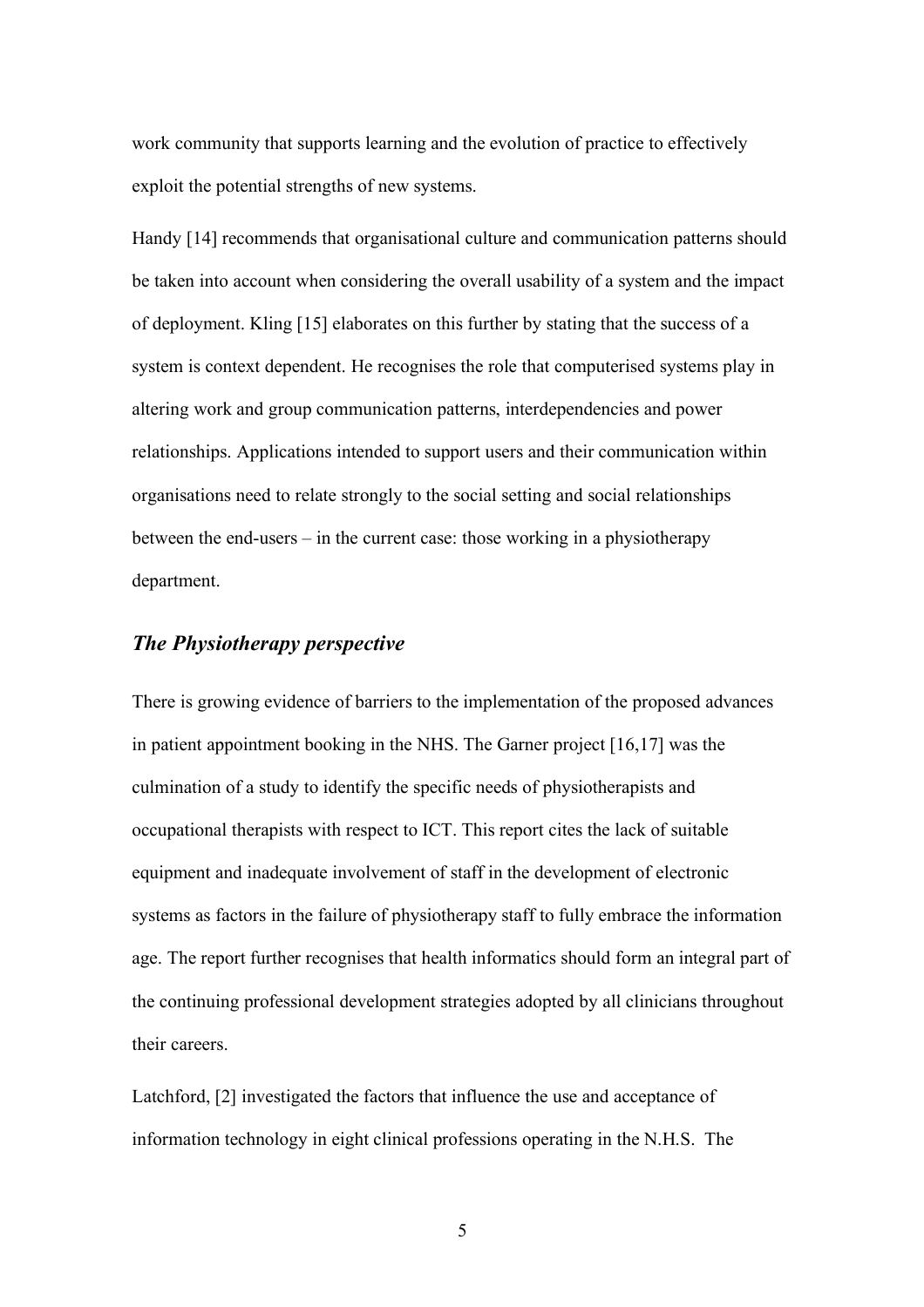work community that supports learning and the evolution of practice to effectively exploit the potential strengths of new systems.

Handy [14] recommends that organisational culture and communication patterns should be taken into account when considering the overall usability of a system and the impact of deployment. Kling [15] elaborates on this further by stating that the success of a system is context dependent. He recognises the role that computerised systems play in altering work and group communication patterns, interdependencies and power relationships. Applications intended to support users and their communication within organisations need to relate strongly to the social setting and social relationships between the end-users – in the current case: those working in a physiotherapy department.

### *The Physiotherapy perspective*

There is growing evidence of barriers to the implementation of the proposed advances in patient appointment booking in the NHS. The Garner project [16,17] was the culmination of a study to identify the specific needs of physiotherapists and occupational therapists with respect to ICT. This report cites the lack of suitable equipment and inadequate involvement of staff in the development of electronic systems as factors in the failure of physiotherapy staff to fully embrace the information age. The report further recognises that health informatics should form an integral part of the continuing professional development strategies adopted by all clinicians throughout their careers.

Latchford, [2] investigated the factors that influence the use and acceptance of information technology in eight clinical professions operating in the N.H.S. The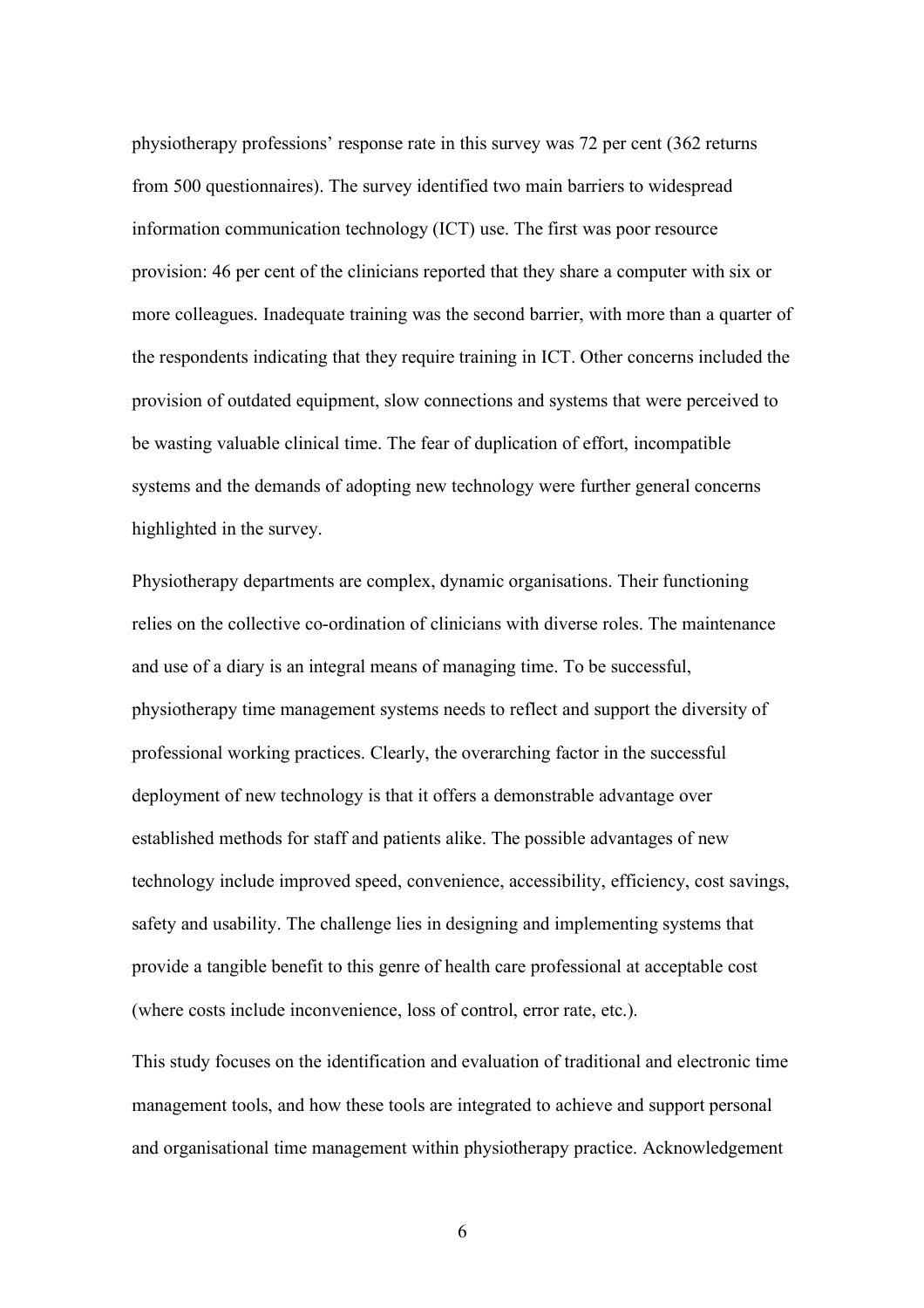physiotherapy professions' response rate in this survey was 72 per cent (362 returns from 500 questionnaires). The survey identified two main barriers to widespread information communication technology (ICT) use. The first was poor resource provision: 46 per cent of the clinicians reported that they share a computer with six or more colleagues. Inadequate training was the second barrier, with more than a quarter of the respondents indicating that they require training in ICT. Other concerns included the provision of outdated equipment, slow connections and systems that were perceived to be wasting valuable clinical time. The fear of duplication of effort, incompatible systems and the demands of adopting new technology were further general concerns highlighted in the survey.

Physiotherapy departments are complex, dynamic organisations. Their functioning relies on the collective co-ordination of clinicians with diverse roles. The maintenance and use of a diary is an integral means of managing time. To be successful, physiotherapy time management systems needs to reflect and support the diversity of professional working practices. Clearly, the overarching factor in the successful deployment of new technology is that it offers a demonstrable advantage over established methods for staff and patients alike. The possible advantages of new technology include improved speed, convenience, accessibility, efficiency, cost savings, safety and usability. The challenge lies in designing and implementing systems that provide a tangible benefit to this genre of health care professional at acceptable cost (where costs include inconvenience, loss of control, error rate, etc.).

This study focuses on the identification and evaluation of traditional and electronic time management tools, and how these tools are integrated to achieve and support personal and organisational time management within physiotherapy practice. Acknowledgement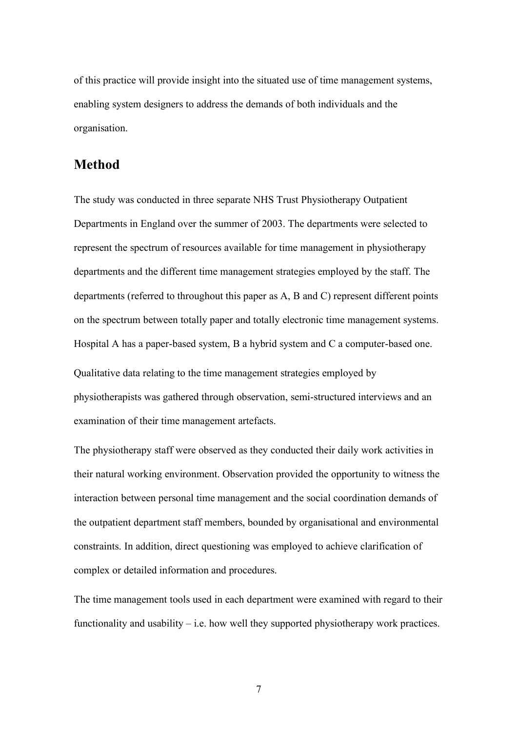of this practice will provide insight into the situated use of time management systems, enabling system designers to address the demands of both individuals and the organisation.

## Method

The study was conducted in three separate NHS Trust Physiotherapy Outpatient Departments in England over the summer of 2003. The departments were selected to represent the spectrum of resources available for time management in physiotherapy departments and the different time management strategies employed by the staff. The departments (referred to throughout this paper as A, B and C) represent different points on the spectrum between totally paper and totally electronic time management systems. Hospital A has a paper-based system, B a hybrid system and C a computer-based one.

Qualitative data relating to the time management strategies employed by physiotherapists was gathered through observation, semi-structured interviews and an examination of their time management artefacts.

The physiotherapy staff were observed as they conducted their daily work activities in their natural working environment. Observation provided the opportunity to witness the interaction between personal time management and the social coordination demands of the outpatient department staff members, bounded by organisational and environmental constraints. In addition, direct questioning was employed to achieve clarification of complex or detailed information and procedures.

The time management tools used in each department were examined with regard to their functionality and usability – i.e. how well they supported physiotherapy work practices.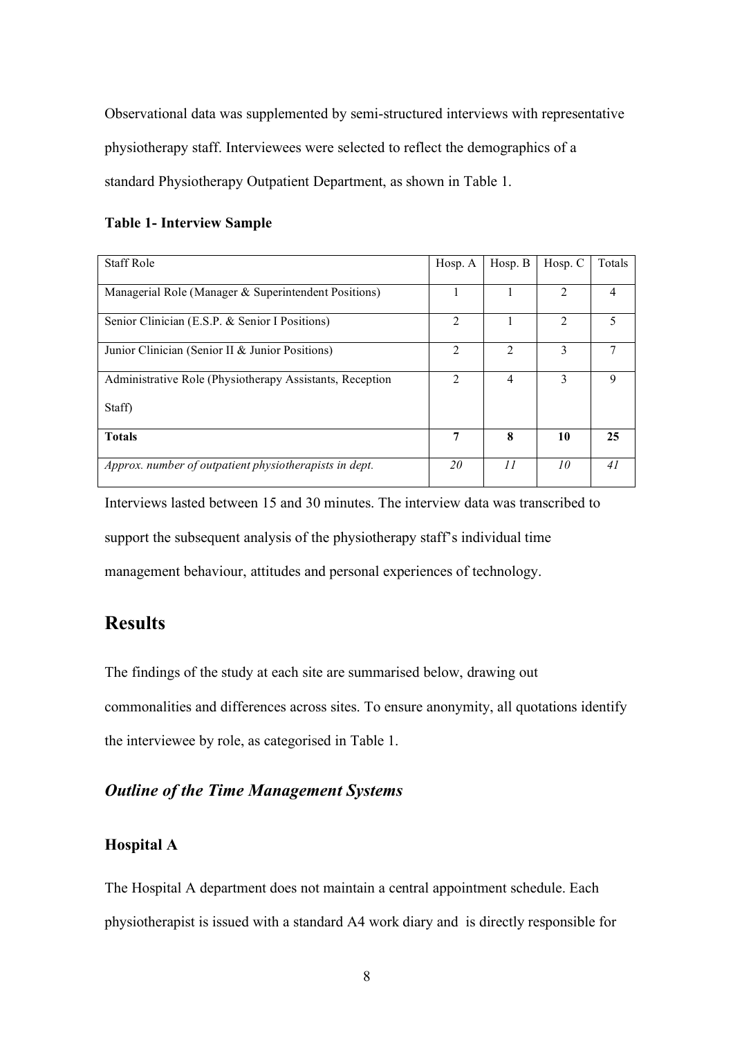Observational data was supplemented by semi-structured interviews with representative physiotherapy staff. Interviewees were selected to reflect the demographics of a standard Physiotherapy Outpatient Department, as shown in Table 1.

**Table 1- Interview Sample**

| Staff Role | Hosp. A | Hosp. B | Hosp. C | Totals |
|---|---|---|---|---|
| Managerial Role (Manager & Superintendent Positions) | 1 | 1 | 2 | 4 |
| Senior Clinician (E.S.P. & Senior I Positions) | 2 | 1 | 2 | 5 |
| Junior Clinician (Senior II & Junior Positions) | 2 | 2 | 3 | 7 |
| Administrative Role (Physiotherapy Assistants, Reception Staff) | 2 | 4 | 3 | 9 |
| **Totals** | **7** | **8** | **10** | **25** |
| *Approx. number of outpatient physiotherapists in dept.* | *20* | *11* | *10* | *41* |

Interviews lasted between 15 and 30 minutes. The interview data was transcribed to support the subsequent analysis of the physiotherapy staff's individual time management behaviour, attitudes and personal experiences of technology.

# Results

The findings of the study at each site are summarised below, drawing out commonalities and differences across sites. To ensure anonymity, all quotations identify the interviewee by role, as categorised in Table 1.

## *Outline of the Time Management Systems*

### Hospital A

The Hospital A department does not maintain a central appointment schedule. Each physiotherapist is issued with a standard A4 work diary and is directly responsible for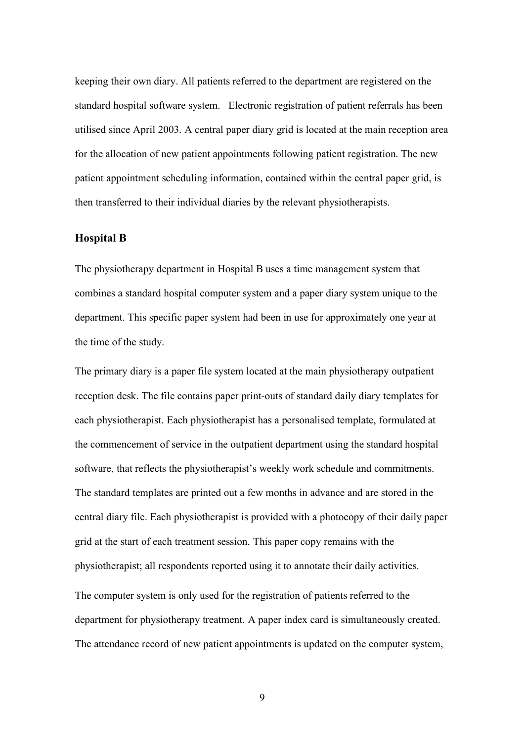keeping their own diary. All patients referred to the department are registered on the standard hospital software system.   Electronic registration of patient referrals has been utilised since April 2003. A central paper diary grid is located at the main reception area for the allocation of new patient appointments following patient registration. The new patient appointment scheduling information, contained within the central paper grid, is then transferred to their individual diaries by the relevant physiotherapists.

### Hospital B

The physiotherapy department in Hospital B uses a time management system that combines a standard hospital computer system and a paper diary system unique to the department. This specific paper system had been in use for approximately one year at the time of the study.

The primary diary is a paper file system located at the main physiotherapy outpatient reception desk. The file contains paper print-outs of standard daily diary templates for each physiotherapist. Each physiotherapist has a personalised template, formulated at the commencement of service in the outpatient department using the standard hospital software, that reflects the physiotherapist's weekly work schedule and commitments. The standard templates are printed out a few months in advance and are stored in the central diary file. Each physiotherapist is provided with a photocopy of their daily paper grid at the start of each treatment session. This paper copy remains with the physiotherapist; all respondents reported using it to annotate their daily activities.

The computer system is only used for the registration of patients referred to the department for physiotherapy treatment. A paper index card is simultaneously created. The attendance record of new patient appointments is updated on the computer system,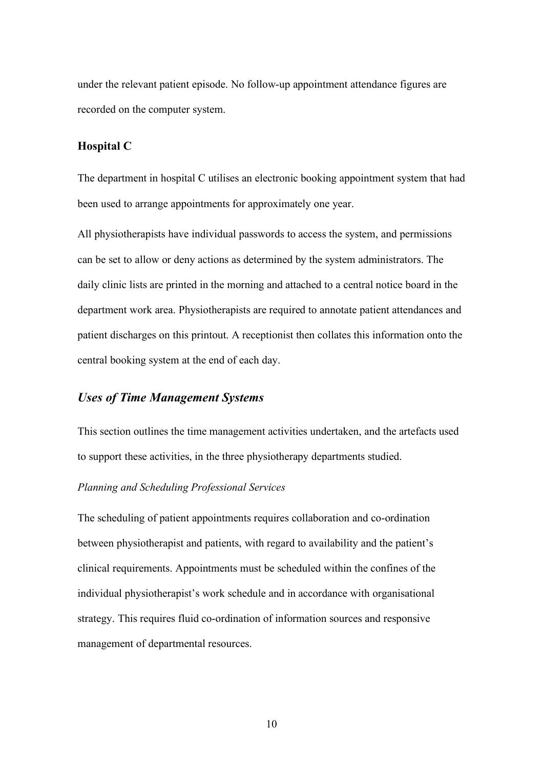under the relevant patient episode. No follow-up appointment attendance figures are recorded on the computer system.

### Hospital C

The department in hospital C utilises an electronic booking appointment system that had been used to arrange appointments for approximately one year.

All physiotherapists have individual passwords to access the system, and permissions can be set to allow or deny actions as determined by the system administrators. The daily clinic lists are printed in the morning and attached to a central notice board in the department work area. Physiotherapists are required to annotate patient attendances and patient discharges on this printout. A receptionist then collates this information onto the central booking system at the end of each day.

## *Uses of Time Management Systems*

This section outlines the time management activities undertaken, and the artefacts used to support these activities, in the three physiotherapy departments studied.

*Planning and Scheduling Professional Services*

The scheduling of patient appointments requires collaboration and co-ordination between physiotherapist and patients, with regard to availability and the patient's clinical requirements. Appointments must be scheduled within the confines of the individual physiotherapist's work schedule and in accordance with organisational strategy. This requires fluid co-ordination of information sources and responsive management of departmental resources.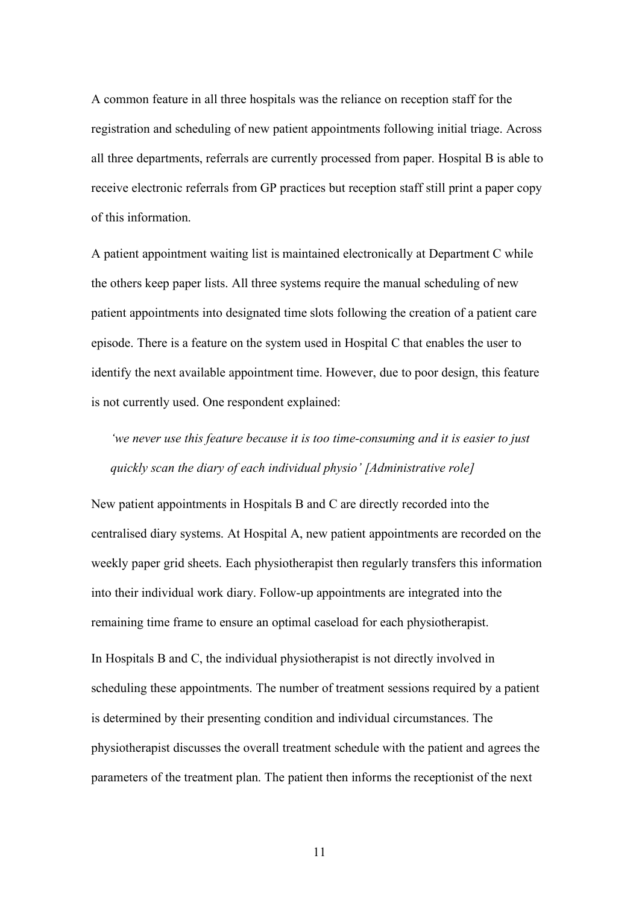A common feature in all three hospitals was the reliance on reception staff for the registration and scheduling of new patient appointments following initial triage. Across all three departments, referrals are currently processed from paper. Hospital B is able to receive electronic referrals from GP practices but reception staff still print a paper copy of this information.

A patient appointment waiting list is maintained electronically at Department C while the others keep paper lists. All three systems require the manual scheduling of new patient appointments into designated time slots following the creation of a patient care episode. There is a feature on the system used in Hospital C that enables the user to identify the next available appointment time. However, due to poor design, this feature is not currently used. One respondent explained:

> *'we never use this feature because it is too time-consuming and it is easier to just quickly scan the diary of each individual physio' [Administrative role]*

New patient appointments in Hospitals B and C are directly recorded into the centralised diary systems. At Hospital A, new patient appointments are recorded on the weekly paper grid sheets. Each physiotherapist then regularly transfers this information into their individual work diary. Follow-up appointments are integrated into the remaining time frame to ensure an optimal caseload for each physiotherapist.

In Hospitals B and C, the individual physiotherapist is not directly involved in scheduling these appointments. The number of treatment sessions required by a patient is determined by their presenting condition and individual circumstances. The physiotherapist discusses the overall treatment schedule with the patient and agrees the parameters of the treatment plan. The patient then informs the receptionist of the next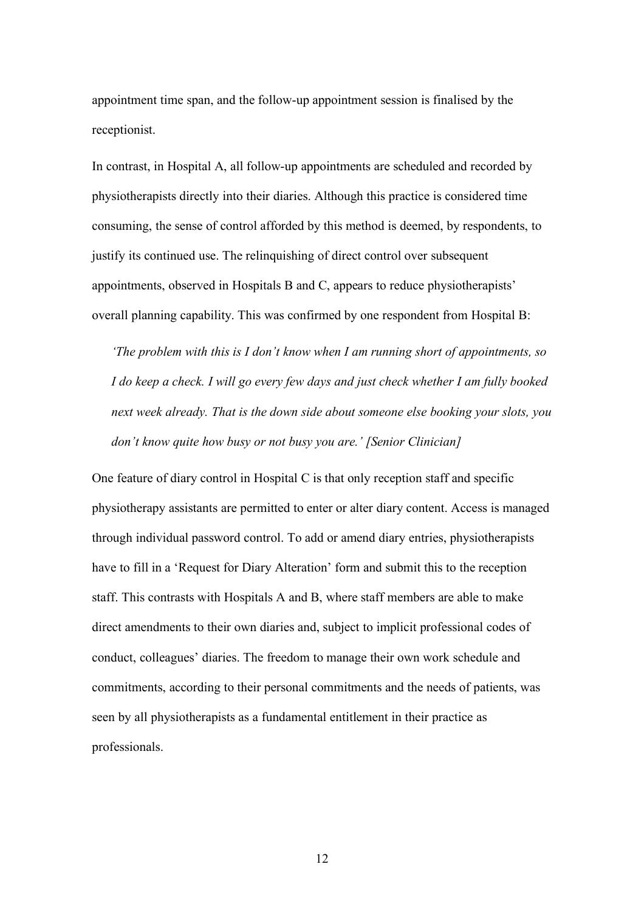appointment time span, and the follow-up appointment session is finalised by the receptionist.

In contrast, in Hospital A, all follow-up appointments are scheduled and recorded by physiotherapists directly into their diaries. Although this practice is considered time consuming, the sense of control afforded by this method is deemed, by respondents, to justify its continued use. The relinquishing of direct control over subsequent appointments, observed in Hospitals B and C, appears to reduce physiotherapists' overall planning capability. This was confirmed by one respondent from Hospital B:

> *'The problem with this is I don't know when I am running short of appointments, so I do keep a check. I will go every few days and just check whether I am fully booked next week already. That is the down side about someone else booking your slots, you don't know quite how busy or not busy you are.' [Senior Clinician]*

One feature of diary control in Hospital C is that only reception staff and specific physiotherapy assistants are permitted to enter or alter diary content. Access is managed through individual password control. To add or amend diary entries, physiotherapists have to fill in a 'Request for Diary Alteration' form and submit this to the reception staff. This contrasts with Hospitals A and B, where staff members are able to make direct amendments to their own diaries and, subject to implicit professional codes of conduct, colleagues' diaries. The freedom to manage their own work schedule and commitments, according to their personal commitments and the needs of patients, was seen by all physiotherapists as a fundamental entitlement in their practice as professionals.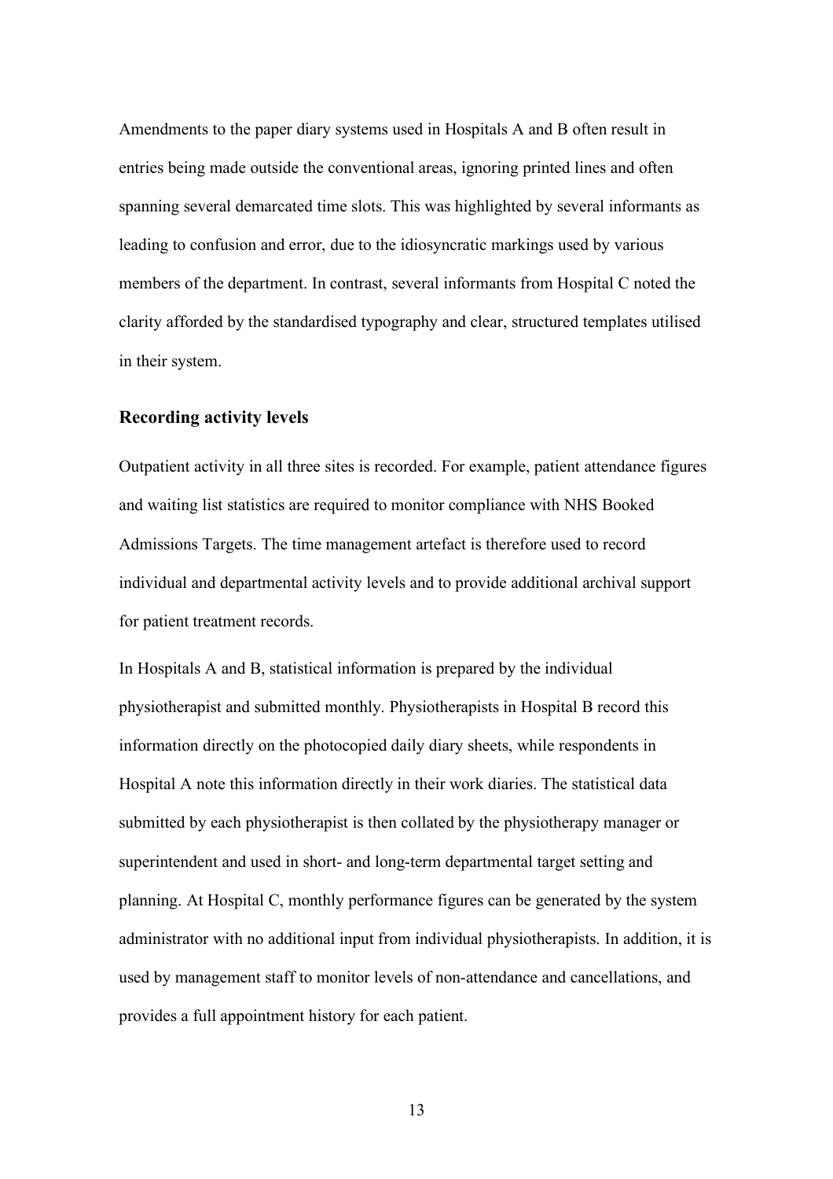Amendments to the paper diary systems used in Hospitals A and B often result in entries being made outside the conventional areas, ignoring printed lines and often spanning several demarcated time slots. This was highlighted by several informants as leading to confusion and error, due to the idiosyncratic markings used by various members of the department. In contrast, several informants from Hospital C noted the clarity afforded by the standardised typography and clear, structured templates utilised in their system.

### Recording activity levels

Outpatient activity in all three sites is recorded. For example, patient attendance figures and waiting list statistics are required to monitor compliance with NHS Booked Admissions Targets. The time management artefact is therefore used to record individual and departmental activity levels and to provide additional archival support for patient treatment records.

In Hospitals A and B, statistical information is prepared by the individual physiotherapist and submitted monthly. Physiotherapists in Hospital B record this information directly on the photocopied daily diary sheets, while respondents in Hospital A note this information directly in their work diaries. The statistical data submitted by each physiotherapist is then collated by the physiotherapy manager or superintendent and used in short- and long-term departmental target setting and planning. At Hospital C, monthly performance figures can be generated by the system administrator with no additional input from individual physiotherapists. In addition, it is used by management staff to monitor levels of non-attendance and cancellations, and provides a full appointment history for each patient.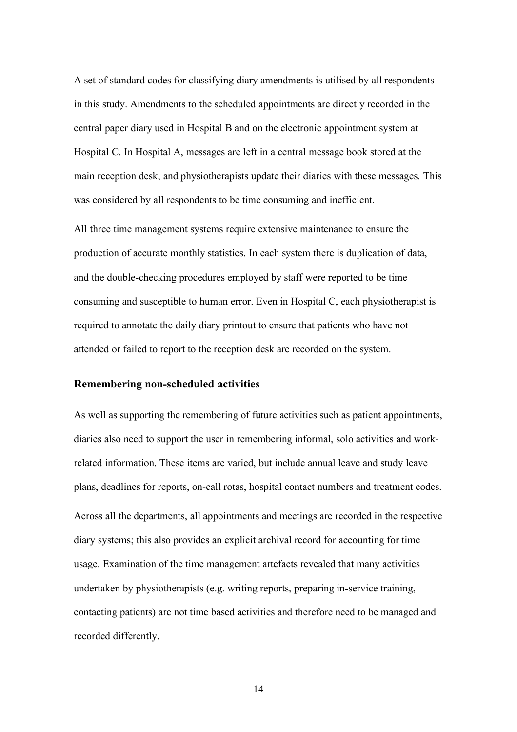A set of standard codes for classifying diary amendments is utilised by all respondents in this study. Amendments to the scheduled appointments are directly recorded in the central paper diary used in Hospital B and on the electronic appointment system at Hospital C. In Hospital A, messages are left in a central message book stored at the main reception desk, and physiotherapists update their diaries with these messages. This was considered by all respondents to be time consuming and inefficient.

All three time management systems require extensive maintenance to ensure the production of accurate monthly statistics. In each system there is duplication of data, and the double-checking procedures employed by staff were reported to be time consuming and susceptible to human error. Even in Hospital C, each physiotherapist is required to annotate the daily diary printout to ensure that patients who have not attended or failed to report to the reception desk are recorded on the system.

### Remembering non-scheduled activities

As well as supporting the remembering of future activities such as patient appointments, diaries also need to support the user in remembering informal, solo activities and work-related information. These items are varied, but include annual leave and study leave plans, deadlines for reports, on-call rotas, hospital contact numbers and treatment codes.

Across all the departments, all appointments and meetings are recorded in the respective diary systems; this also provides an explicit archival record for accounting for time usage. Examination of the time management artefacts revealed that many activities undertaken by physiotherapists (e.g. writing reports, preparing in-service training, contacting patients) are not time based activities and therefore need to be managed and recorded differently.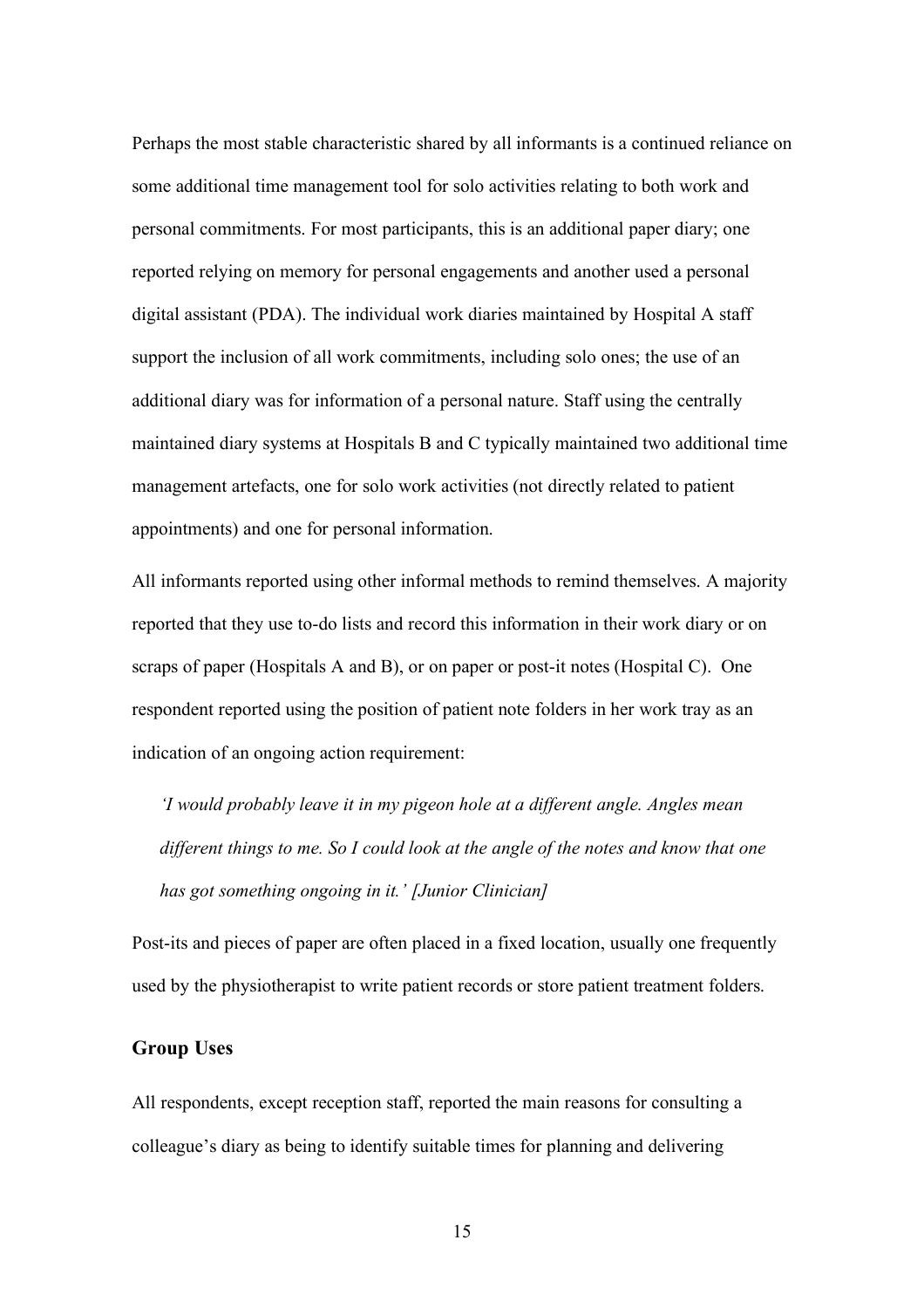Perhaps the most stable characteristic shared by all informants is a continued reliance on some additional time management tool for solo activities relating to both work and personal commitments. For most participants, this is an additional paper diary; one reported relying on memory for personal engagements and another used a personal digital assistant (PDA). The individual work diaries maintained by Hospital A staff support the inclusion of all work commitments, including solo ones; the use of an additional diary was for information of a personal nature. Staff using the centrally maintained diary systems at Hospitals B and C typically maintained two additional time management artefacts, one for solo work activities (not directly related to patient appointments) and one for personal information.

All informants reported using other informal methods to remind themselves. A majority reported that they use to-do lists and record this information in their work diary or on scraps of paper (Hospitals A and B), or on paper or post-it notes (Hospital C). One respondent reported using the position of patient note folders in her work tray as an indication of an ongoing action requirement:

> *'I would probably leave it in my pigeon hole at a different angle. Angles mean different things to me. So I could look at the angle of the notes and know that one has got something ongoing in it.' [Junior Clinician]*

Post-its and pieces of paper are often placed in a fixed location, usually one frequently used by the physiotherapist to write patient records or store patient treatment folders.

### Group Uses

All respondents, except reception staff, reported the main reasons for consulting a colleague's diary as being to identify suitable times for planning and delivering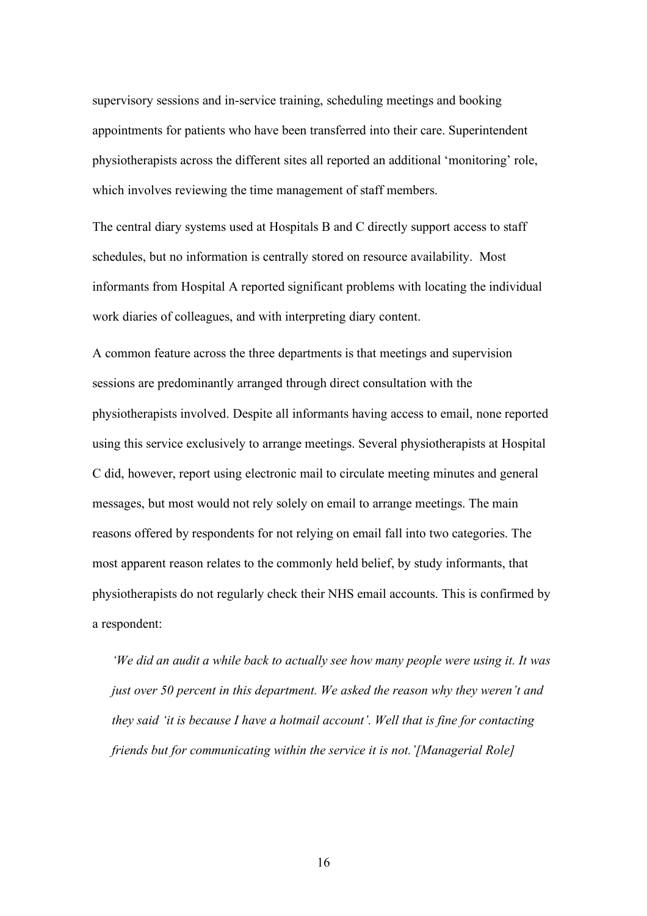supervisory sessions and in-service training, scheduling meetings and booking appointments for patients who have been transferred into their care. Superintendent physiotherapists across the different sites all reported an additional 'monitoring' role, which involves reviewing the time management of staff members.

The central diary systems used at Hospitals B and C directly support access to staff schedules, but no information is centrally stored on resource availability. Most informants from Hospital A reported significant problems with locating the individual work diaries of colleagues, and with interpreting diary content.

A common feature across the three departments is that meetings and supervision sessions are predominantly arranged through direct consultation with the physiotherapists involved. Despite all informants having access to email, none reported using this service exclusively to arrange meetings. Several physiotherapists at Hospital C did, however, report using electronic mail to circulate meeting minutes and general messages, but most would not rely solely on email to arrange meetings. The main reasons offered by respondents for not relying on email fall into two categories. The most apparent reason relates to the commonly held belief, by study informants, that physiotherapists do not regularly check their NHS email accounts. This is confirmed by a respondent:

> *'We did an audit a while back to actually see how many people were using it. It was just over 50 percent in this department. We asked the reason why they weren't and they said 'it is because I have a hotmail account'. Well that is fine for contacting friends but for communicating within the service it is not.'[Managerial Role]*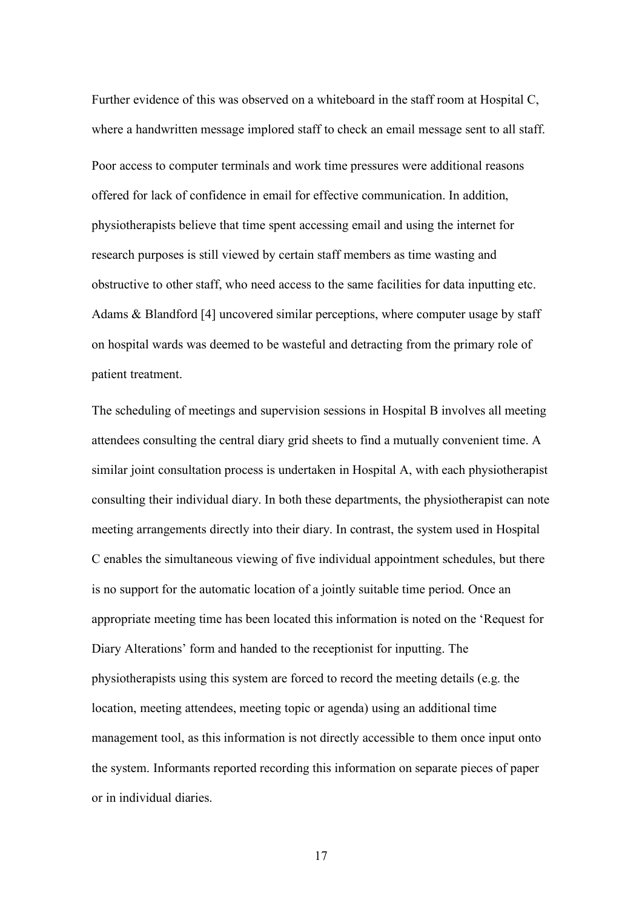Further evidence of this was observed on a whiteboard in the staff room at Hospital C, where a handwritten message implored staff to check an email message sent to all staff.

Poor access to computer terminals and work time pressures were additional reasons offered for lack of confidence in email for effective communication. In addition, physiotherapists believe that time spent accessing email and using the internet for research purposes is still viewed by certain staff members as time wasting and obstructive to other staff, who need access to the same facilities for data inputting etc. Adams & Blandford [4] uncovered similar perceptions, where computer usage by staff on hospital wards was deemed to be wasteful and detracting from the primary role of patient treatment.

The scheduling of meetings and supervision sessions in Hospital B involves all meeting attendees consulting the central diary grid sheets to find a mutually convenient time. A similar joint consultation process is undertaken in Hospital A, with each physiotherapist consulting their individual diary. In both these departments, the physiotherapist can note meeting arrangements directly into their diary. In contrast, the system used in Hospital C enables the simultaneous viewing of five individual appointment schedules, but there is no support for the automatic location of a jointly suitable time period. Once an appropriate meeting time has been located this information is noted on the 'Request for Diary Alterations' form and handed to the receptionist for inputting. The physiotherapists using this system are forced to record the meeting details (e.g. the location, meeting attendees, meeting topic or agenda) using an additional time management tool, as this information is not directly accessible to them once input onto the system. Informants reported recording this information on separate pieces of paper or in individual diaries.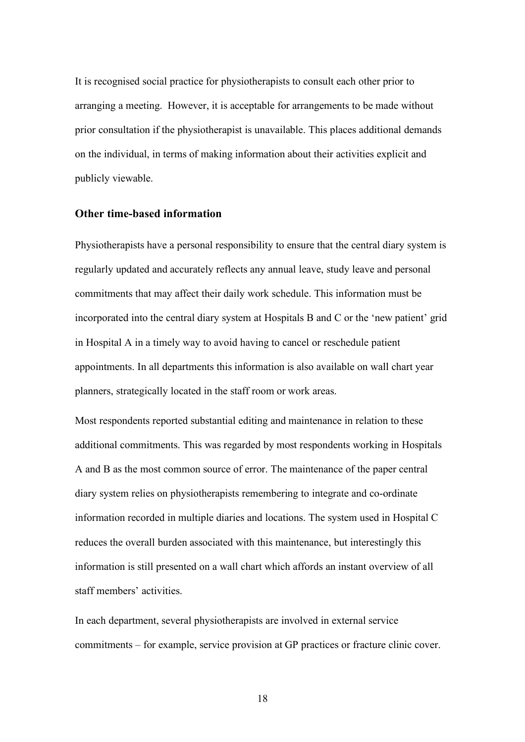It is recognised social practice for physiotherapists to consult each other prior to arranging a meeting. However, it is acceptable for arrangements to be made without prior consultation if the physiotherapist is unavailable. This places additional demands on the individual, in terms of making information about their activities explicit and publicly viewable.

### Other time-based information

Physiotherapists have a personal responsibility to ensure that the central diary system is regularly updated and accurately reflects any annual leave, study leave and personal commitments that may affect their daily work schedule. This information must be incorporated into the central diary system at Hospitals B and C or the 'new patient' grid in Hospital A in a timely way to avoid having to cancel or reschedule patient appointments. In all departments this information is also available on wall chart year planners, strategically located in the staff room or work areas.

Most respondents reported substantial editing and maintenance in relation to these additional commitments. This was regarded by most respondents working in Hospitals A and B as the most common source of error. The maintenance of the paper central diary system relies on physiotherapists remembering to integrate and co-ordinate information recorded in multiple diaries and locations. The system used in Hospital C reduces the overall burden associated with this maintenance, but interestingly this information is still presented on a wall chart which affords an instant overview of all staff members' activities.

In each department, several physiotherapists are involved in external service commitments – for example, service provision at GP practices or fracture clinic cover.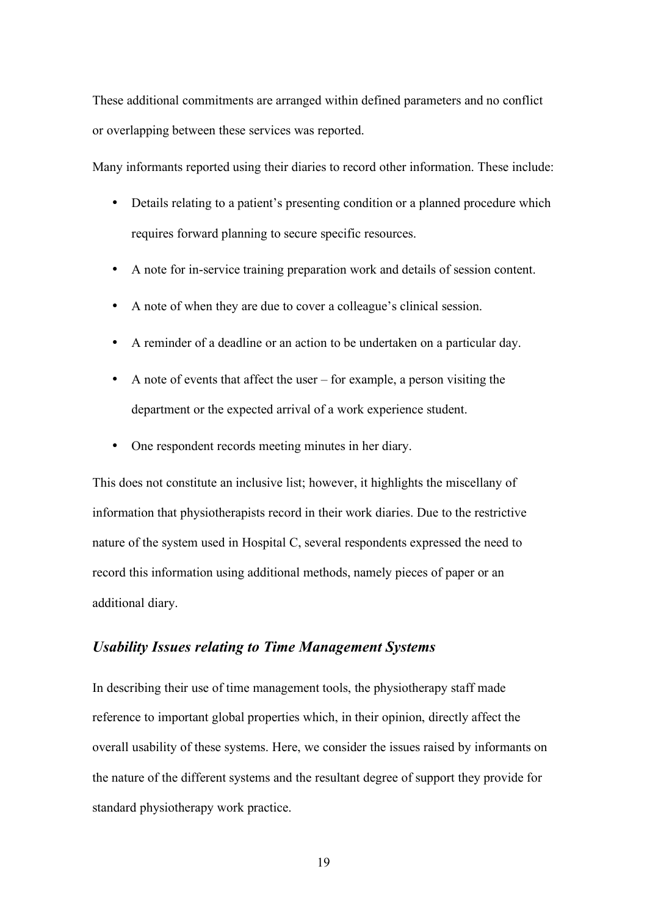These additional commitments are arranged within defined parameters and no conflict or overlapping between these services was reported.

Many informants reported using their diaries to record other information. These include:

- Details relating to a patient's presenting condition or a planned procedure which requires forward planning to secure specific resources.
- A note for in-service training preparation work and details of session content.
- A note of when they are due to cover a colleague's clinical session.
- A reminder of a deadline or an action to be undertaken on a particular day.
- A note of events that affect the user – for example, a person visiting the department or the expected arrival of a work experience student.
- One respondent records meeting minutes in her diary.

This does not constitute an inclusive list; however, it highlights the miscellany of information that physiotherapists record in their work diaries. Due to the restrictive nature of the system used in Hospital C, several respondents expressed the need to record this information using additional methods, namely pieces of paper or an additional diary.

### *Usability Issues relating to Time Management Systems*

In describing their use of time management tools, the physiotherapy staff made reference to important global properties which, in their opinion, directly affect the overall usability of these systems. Here, we consider the issues raised by informants on the nature of the different systems and the resultant degree of support they provide for standard physiotherapy work practice.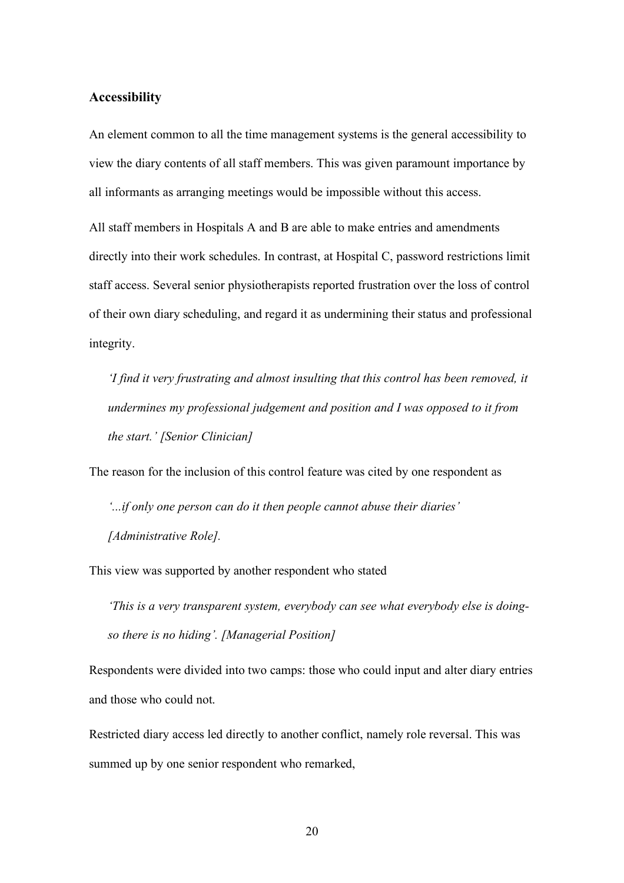### Accessibility

An element common to all the time management systems is the general accessibility to view the diary contents of all staff members. This was given paramount importance by all informants as arranging meetings would be impossible without this access.

All staff members in Hospitals A and B are able to make entries and amendments directly into their work schedules. In contrast, at Hospital C, password restrictions limit staff access. Several senior physiotherapists reported frustration over the loss of control of their own diary scheduling, and regard it as undermining their status and professional integrity.

> *'I find it very frustrating and almost insulting that this control has been removed, it undermines my professional judgement and position and I was opposed to it from the start.' [Senior Clinician]*

The reason for the inclusion of this control feature was cited by one respondent as

> *'...if only one person can do it then people cannot abuse their diaries' [Administrative Role].*

This view was supported by another respondent who stated

> *'This is a very transparent system, everybody can see what everybody else is doing- so there is no hiding'. [Managerial Position]*

Respondents were divided into two camps: those who could input and alter diary entries and those who could not.

Restricted diary access led directly to another conflict, namely role reversal. This was summed up by one senior respondent who remarked,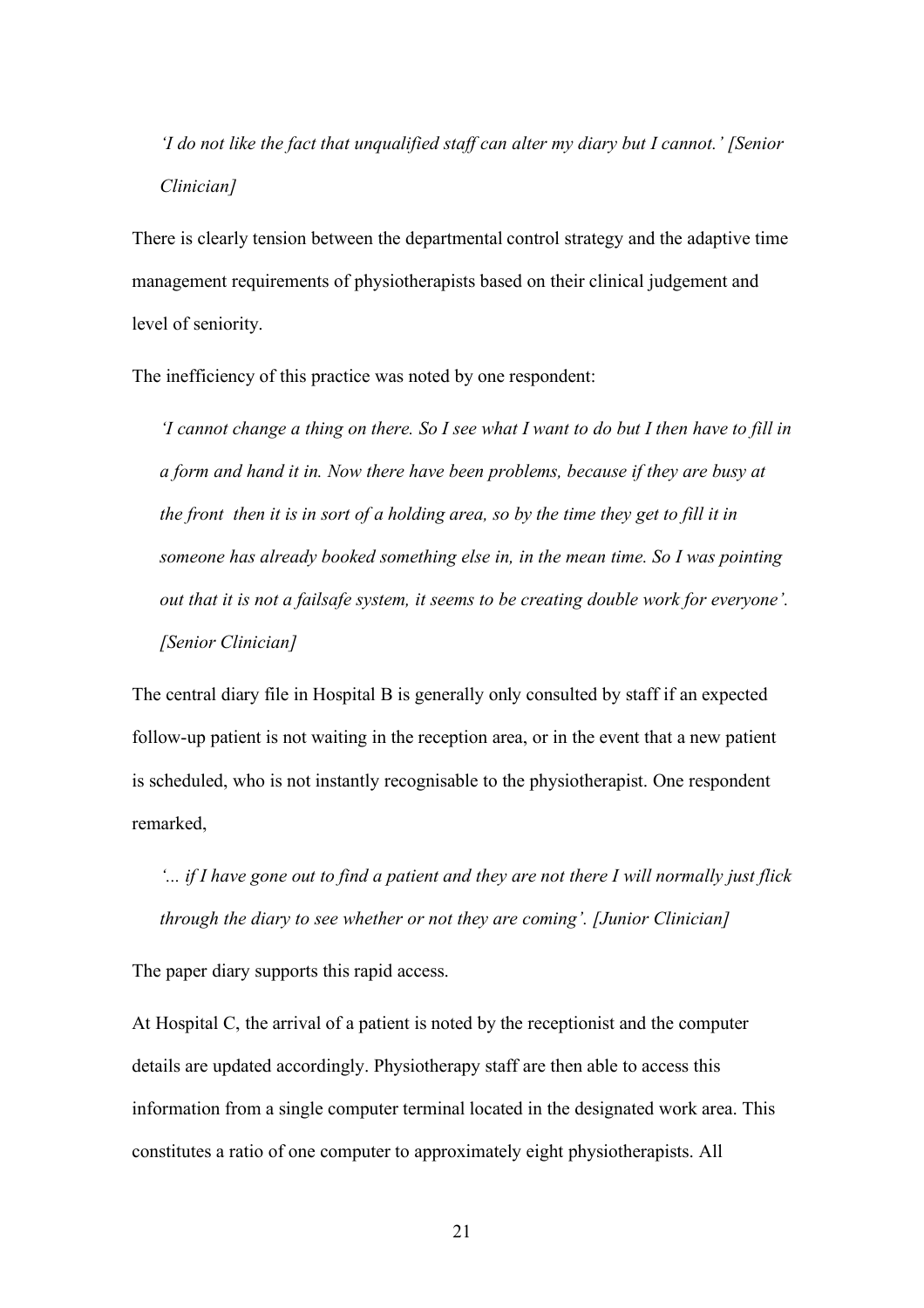> *'I do not like the fact that unqualified staff can alter my diary but I cannot.' [Senior Clinician]*

There is clearly tension between the departmental control strategy and the adaptive time management requirements of physiotherapists based on their clinical judgement and level of seniority.

The inefficiency of this practice was noted by one respondent:

> *'I cannot change a thing on there. So I see what I want to do but I then have to fill in a form and hand it in. Now there have been problems, because if they are busy at the front then it is in sort of a holding area, so by the time they get to fill it in someone has already booked something else in, in the mean time. So I was pointing out that it is not a failsafe system, it seems to be creating double work for everyone'. [Senior Clinician]*

The central diary file in Hospital B is generally only consulted by staff if an expected follow-up patient is not waiting in the reception area, or in the event that a new patient is scheduled, who is not instantly recognisable to the physiotherapist. One respondent remarked,

> *'... if I have gone out to find a patient and they are not there I will normally just flick through the diary to see whether or not they are coming'. [Junior Clinician]*

The paper diary supports this rapid access.

At Hospital C, the arrival of a patient is noted by the receptionist and the computer details are updated accordingly. Physiotherapy staff are then able to access this information from a single computer terminal located in the designated work area. This constitutes a ratio of one computer to approximately eight physiotherapists. All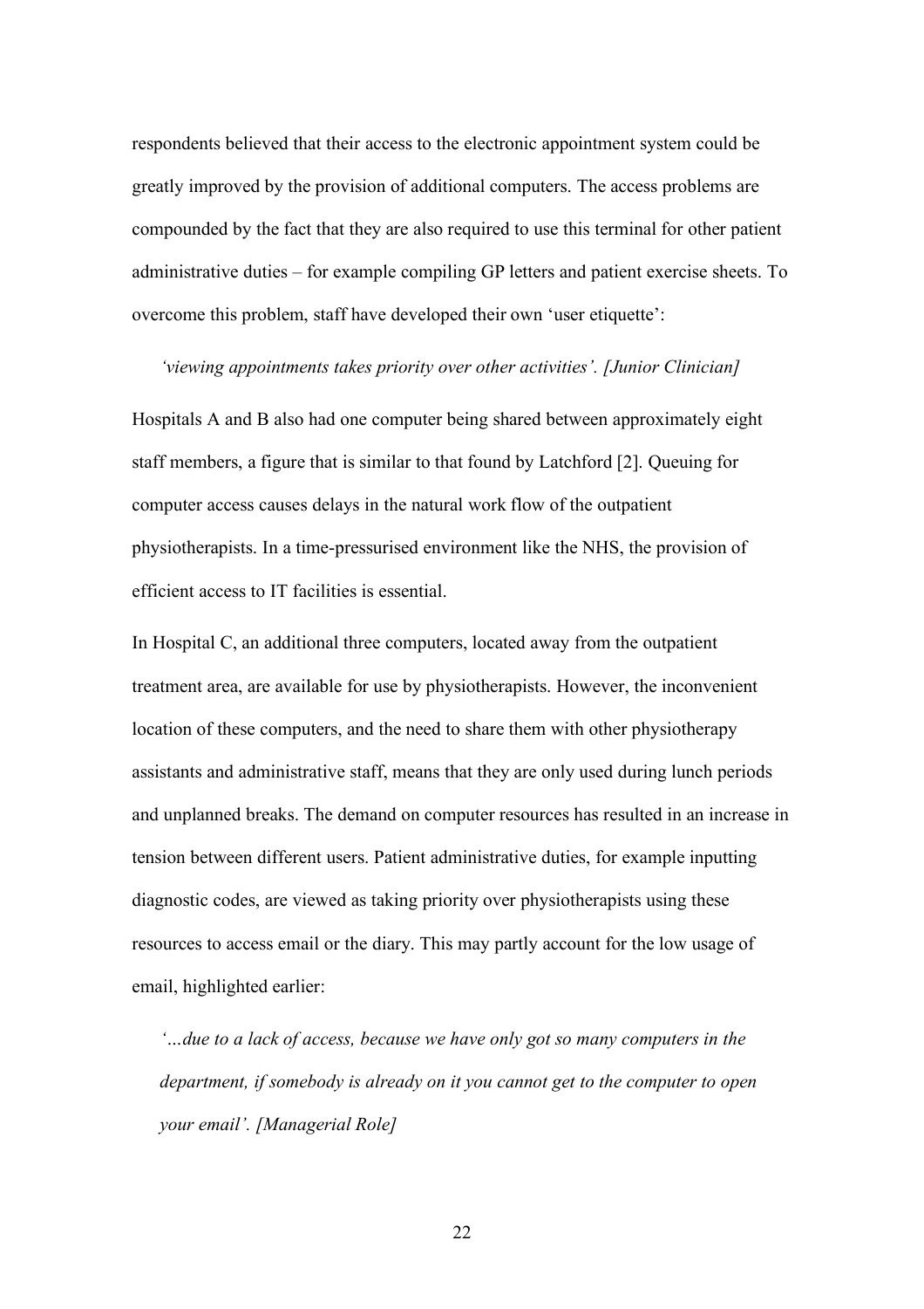respondents believed that their access to the electronic appointment system could be greatly improved by the provision of additional computers. The access problems are compounded by the fact that they are also required to use this terminal for other patient administrative duties – for example compiling GP letters and patient exercise sheets. To overcome this problem, staff have developed their own 'user etiquette':

> *'viewing appointments takes priority over other activities'. [Junior Clinician]*

Hospitals A and B also had one computer being shared between approximately eight staff members, a figure that is similar to that found by Latchford [2]. Queuing for computer access causes delays in the natural work flow of the outpatient physiotherapists. In a time-pressurised environment like the NHS, the provision of efficient access to IT facilities is essential.

In Hospital C, an additional three computers, located away from the outpatient treatment area, are available for use by physiotherapists. However, the inconvenient location of these computers, and the need to share them with other physiotherapy assistants and administrative staff, means that they are only used during lunch periods and unplanned breaks. The demand on computer resources has resulted in an increase in tension between different users. Patient administrative duties, for example inputting diagnostic codes, are viewed as taking priority over physiotherapists using these resources to access email or the diary. This may partly account for the low usage of email, highlighted earlier:

> *'…due to a lack of access, because we have only got so many computers in the department, if somebody is already on it you cannot get to the computer to open your email'. [Managerial Role]*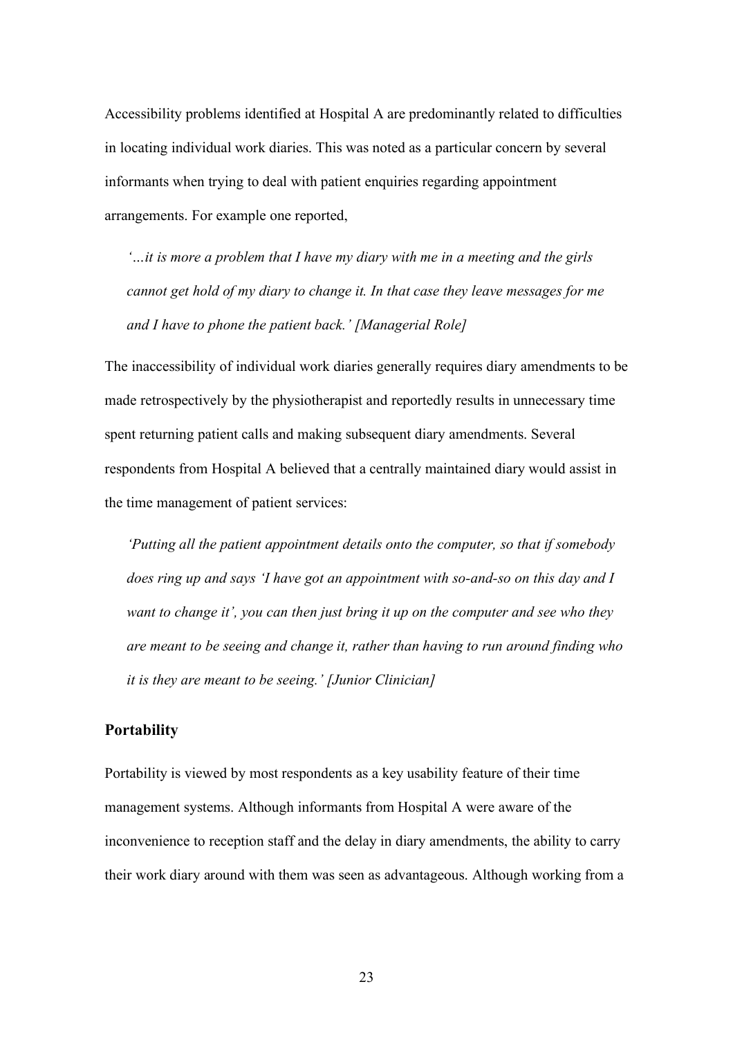Accessibility problems identified at Hospital A are predominantly related to difficulties in locating individual work diaries. This was noted as a particular concern by several informants when trying to deal with patient enquiries regarding appointment arrangements. For example one reported,

> *'…it is more a problem that I have my diary with me in a meeting and the girls cannot get hold of my diary to change it. In that case they leave messages for me and I have to phone the patient back.' [Managerial Role]*

The inaccessibility of individual work diaries generally requires diary amendments to be made retrospectively by the physiotherapist and reportedly results in unnecessary time spent returning patient calls and making subsequent diary amendments. Several respondents from Hospital A believed that a centrally maintained diary would assist in the time management of patient services:

> *'Putting all the patient appointment details onto the computer, so that if somebody does ring up and says 'I have got an appointment with so-and-so on this day and I want to change it', you can then just bring it up on the computer and see who they are meant to be seeing and change it, rather than having to run around finding who it is they are meant to be seeing.' [Junior Clinician]*

### Portability

Portability is viewed by most respondents as a key usability feature of their time management systems. Although informants from Hospital A were aware of the inconvenience to reception staff and the delay in diary amendments, the ability to carry their work diary around with them was seen as advantageous. Although working from a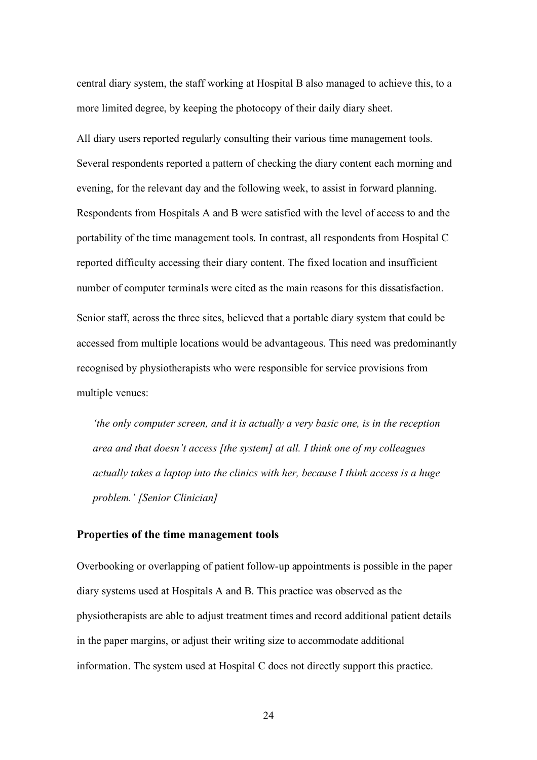central diary system, the staff working at Hospital B also managed to achieve this, to a more limited degree, by keeping the photocopy of their daily diary sheet.

All diary users reported regularly consulting their various time management tools. Several respondents reported a pattern of checking the diary content each morning and evening, for the relevant day and the following week, to assist in forward planning. Respondents from Hospitals A and B were satisfied with the level of access to and the portability of the time management tools. In contrast, all respondents from Hospital C reported difficulty accessing their diary content. The fixed location and insufficient number of computer terminals were cited as the main reasons for this dissatisfaction.

Senior staff, across the three sites, believed that a portable diary system that could be accessed from multiple locations would be advantageous. This need was predominantly recognised by physiotherapists who were responsible for service provisions from multiple venues:

> *'the only computer screen, and it is actually a very basic one, is in the reception area and that doesn't access [the system] at all. I think one of my colleagues actually takes a laptop into the clinics with her, because I think access is a huge problem.' [Senior Clinician]*

### Properties of the time management tools

Overbooking or overlapping of patient follow-up appointments is possible in the paper diary systems used at Hospitals A and B. This practice was observed as the physiotherapists are able to adjust treatment times and record additional patient details in the paper margins, or adjust their writing size to accommodate additional information. The system used at Hospital C does not directly support this practice.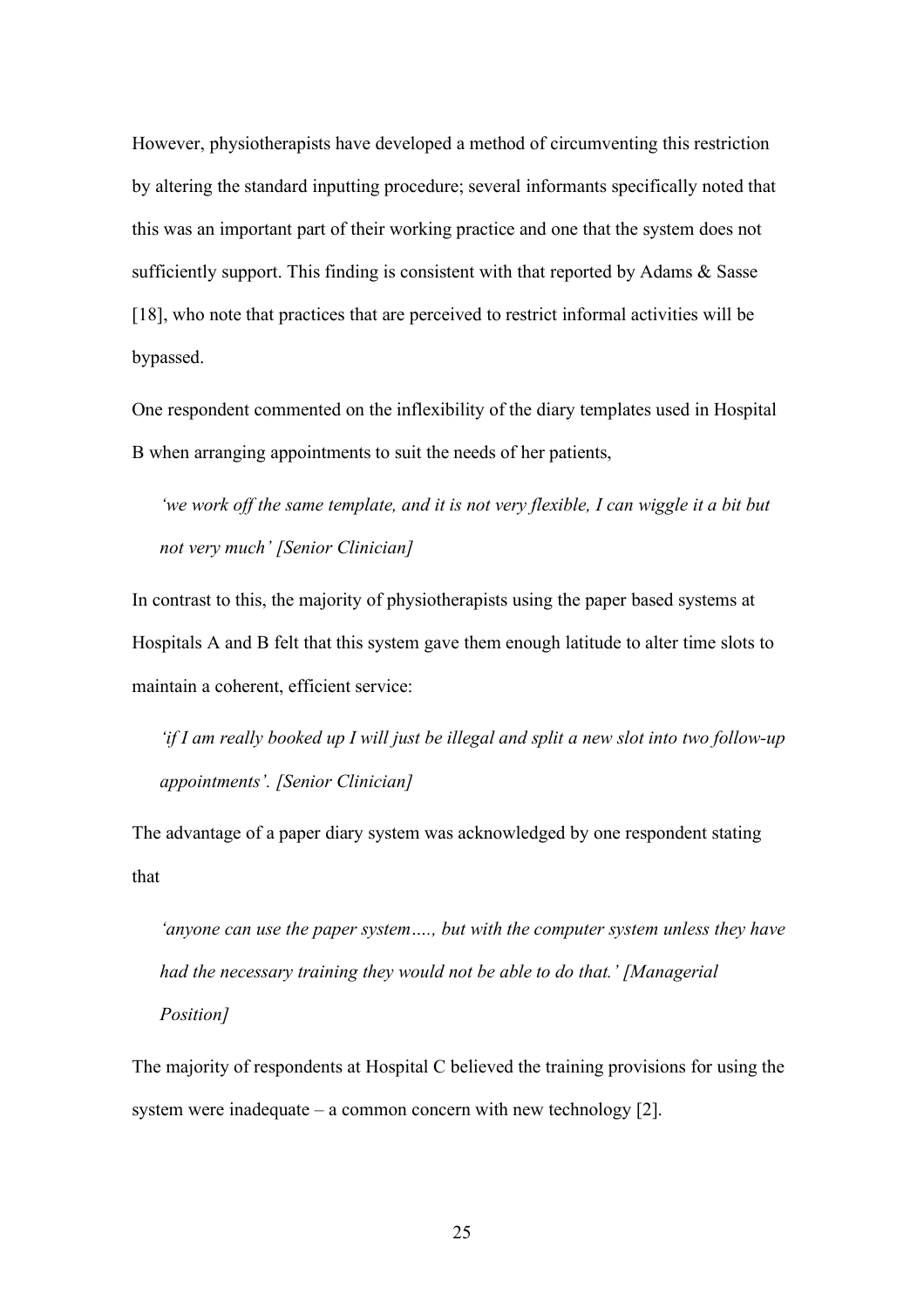However, physiotherapists have developed a method of circumventing this restriction by altering the standard inputting procedure; several informants specifically noted that this was an important part of their working practice and one that the system does not sufficiently support. This finding is consistent with that reported by Adams & Sasse [18], who note that practices that are perceived to restrict informal activities will be bypassed.

One respondent commented on the inflexibility of the diary templates used in Hospital B when arranging appointments to suit the needs of her patients,

> *'we work off the same template, and it is not very flexible, I can wiggle it a bit but not very much' [Senior Clinician]*

In contrast to this, the majority of physiotherapists using the paper based systems at Hospitals A and B felt that this system gave them enough latitude to alter time slots to maintain a coherent, efficient service:

> *'if I am really booked up I will just be illegal and split a new slot into two follow-up appointments'. [Senior Clinician]*

The advantage of a paper diary system was acknowledged by one respondent stating that

> *'anyone can use the paper system…., but with the computer system unless they have had the necessary training they would not be able to do that.' [Managerial Position]*

The majority of respondents at Hospital C believed the training provisions for using the system were inadequate – a common concern with new technology [2].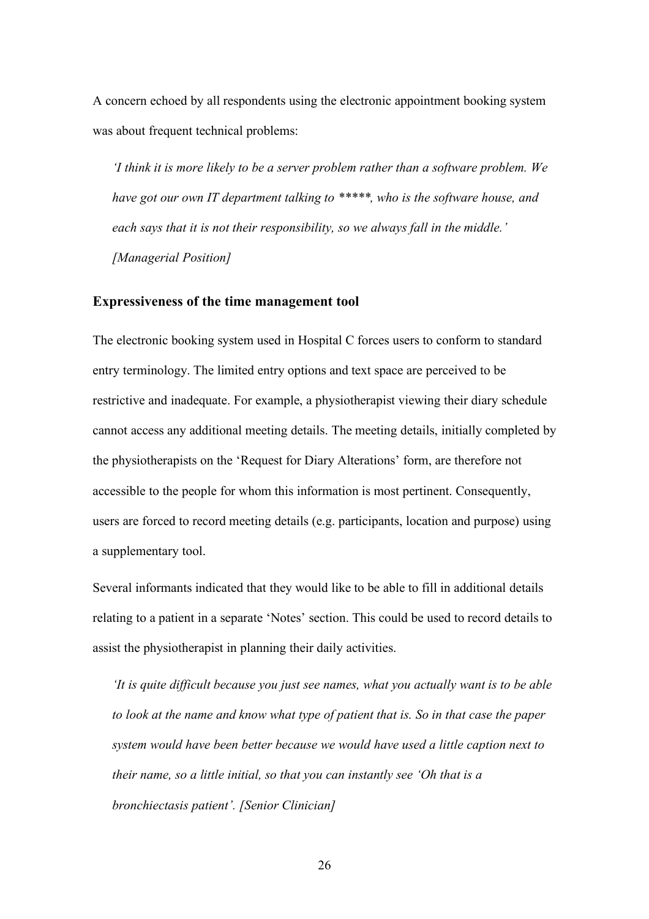A concern echoed by all respondents using the electronic appointment booking system was about frequent technical problems:

> *'I think it is more likely to be a server problem rather than a software problem. We have got our own IT department talking to *****, who is the software house, and each says that it is not their responsibility, so we always fall in the middle.' [Managerial Position]*

### Expressiveness of the time management tool

The electronic booking system used in Hospital C forces users to conform to standard entry terminology. The limited entry options and text space are perceived to be restrictive and inadequate. For example, a physiotherapist viewing their diary schedule cannot access any additional meeting details. The meeting details, initially completed by the physiotherapists on the 'Request for Diary Alterations' form, are therefore not accessible to the people for whom this information is most pertinent. Consequently, users are forced to record meeting details (e.g. participants, location and purpose) using a supplementary tool.

Several informants indicated that they would like to be able to fill in additional details relating to a patient in a separate 'Notes' section. This could be used to record details to assist the physiotherapist in planning their daily activities.

> *'It is quite difficult because you just see names, what you actually want is to be able to look at the name and know what type of patient that is. So in that case the paper system would have been better because we would have used a little caption next to their name, so a little initial, so that you can instantly see 'Oh that is a bronchiectasis patient'. [Senior Clinician]*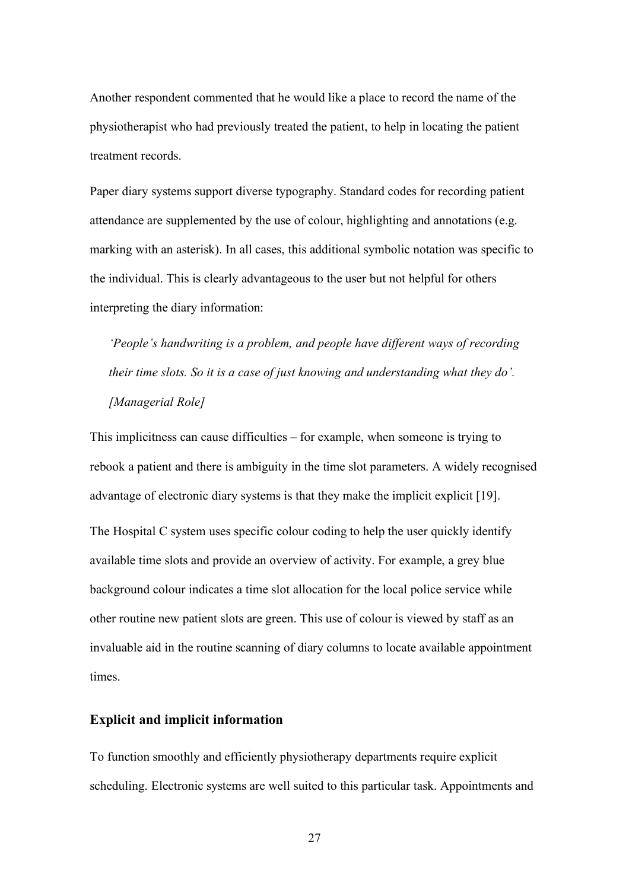Another respondent commented that he would like a place to record the name of the physiotherapist who had previously treated the patient, to help in locating the patient treatment records.

Paper diary systems support diverse typography. Standard codes for recording patient attendance are supplemented by the use of colour, highlighting and annotations (e.g. marking with an asterisk). In all cases, this additional symbolic notation was specific to the individual. This is clearly advantageous to the user but not helpful for others interpreting the diary information:

> *'People's handwriting is a problem, and people have different ways of recording their time slots. So it is a case of just knowing and understanding what they do'. [Managerial Role]*

This implicitness can cause difficulties – for example, when someone is trying to rebook a patient and there is ambiguity in the time slot parameters. A widely recognised advantage of electronic diary systems is that they make the implicit explicit [19].

The Hospital C system uses specific colour coding to help the user quickly identify available time slots and provide an overview of activity. For example, a grey blue background colour indicates a time slot allocation for the local police service while other routine new patient slots are green. This use of colour is viewed by staff as an invaluable aid in the routine scanning of diary columns to locate available appointment times.

### Explicit and implicit information

To function smoothly and efficiently physiotherapy departments require explicit scheduling. Electronic systems are well suited to this particular task. Appointments and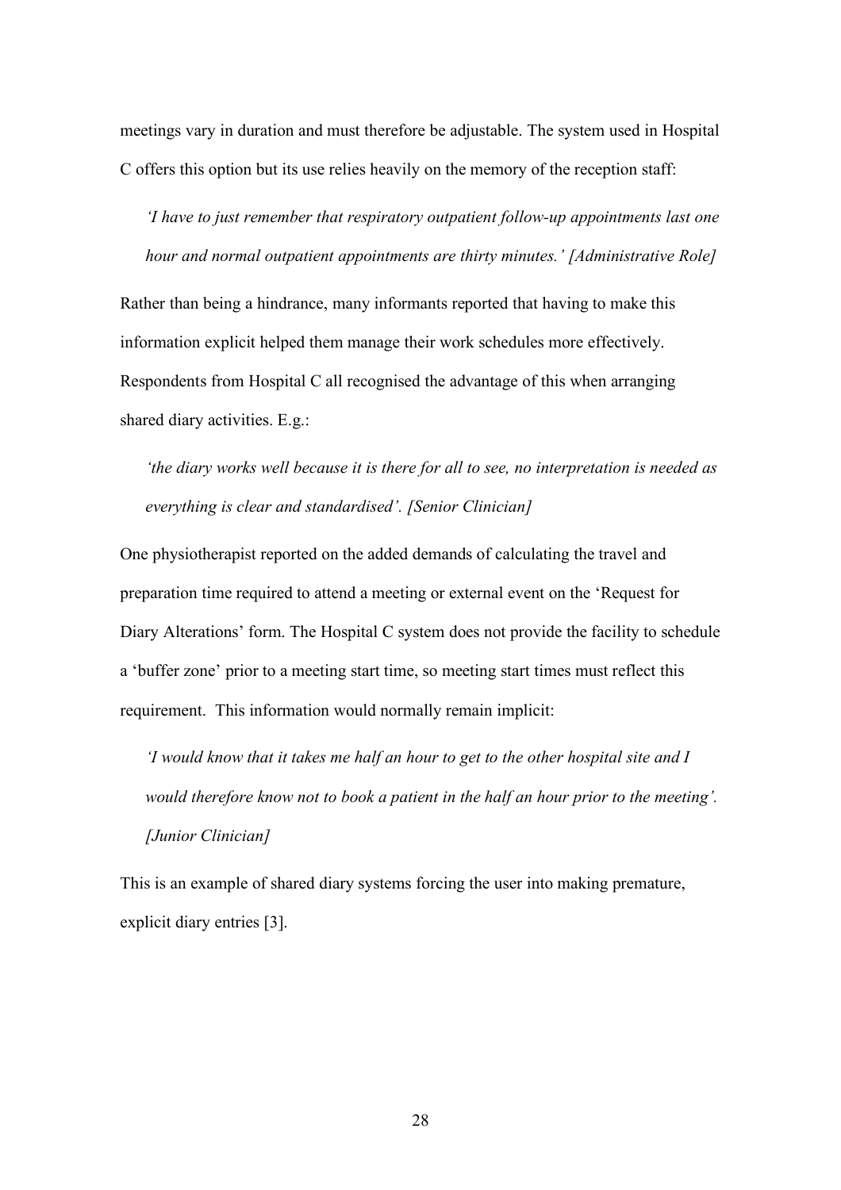meetings vary in duration and must therefore be adjustable. The system used in Hospital C offers this option but its use relies heavily on the memory of the reception staff:

> *'I have to just remember that respiratory outpatient follow-up appointments last one hour and normal outpatient appointments are thirty minutes.' [Administrative Role]*

Rather than being a hindrance, many informants reported that having to make this information explicit helped them manage their work schedules more effectively. Respondents from Hospital C all recognised the advantage of this when arranging shared diary activities. E.g.:

> *'the diary works well because it is there for all to see, no interpretation is needed as everything is clear and standardised'. [Senior Clinician]*

One physiotherapist reported on the added demands of calculating the travel and preparation time required to attend a meeting or external event on the 'Request for Diary Alterations' form. The Hospital C system does not provide the facility to schedule a 'buffer zone' prior to a meeting start time, so meeting start times must reflect this requirement. This information would normally remain implicit:

> *'I would know that it takes me half an hour to get to the other hospital site and I would therefore know not to book a patient in the half an hour prior to the meeting'. [Junior Clinician]*

This is an example of shared diary systems forcing the user into making premature, explicit diary entries [3].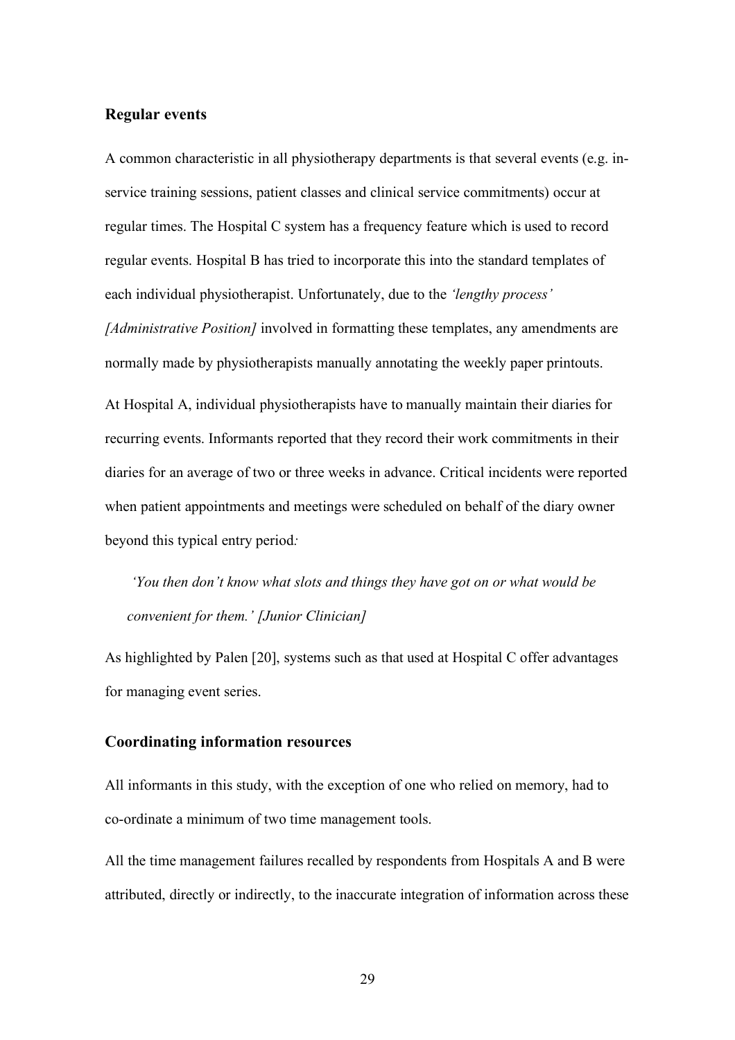## Regular events

A common characteristic in all physiotherapy departments is that several events (e.g. in-service training sessions, patient classes and clinical service commitments) occur at regular times. The Hospital C system has a frequency feature which is used to record regular events. Hospital B has tried to incorporate this into the standard templates of each individual physiotherapist. Unfortunately, due to the *'lengthy process' [Administrative Position]* involved in formatting these templates, any amendments are normally made by physiotherapists manually annotating the weekly paper printouts.

At Hospital A, individual physiotherapists have to manually maintain their diaries for recurring events. Informants reported that they record their work commitments in their diaries for an average of two or three weeks in advance. Critical incidents were reported when patient appointments and meetings were scheduled on behalf of the diary owner beyond this typical entry period:

> *'You then don't know what slots and things they have got on or what would be convenient for them.' [Junior Clinician]*

As highlighted by Palen [20], systems such as that used at Hospital C offer advantages for managing event series.

## Coordinating information resources

All informants in this study, with the exception of one who relied on memory, had to co-ordinate a minimum of two time management tools.

All the time management failures recalled by respondents from Hospitals A and B were attributed, directly or indirectly, to the inaccurate integration of information across these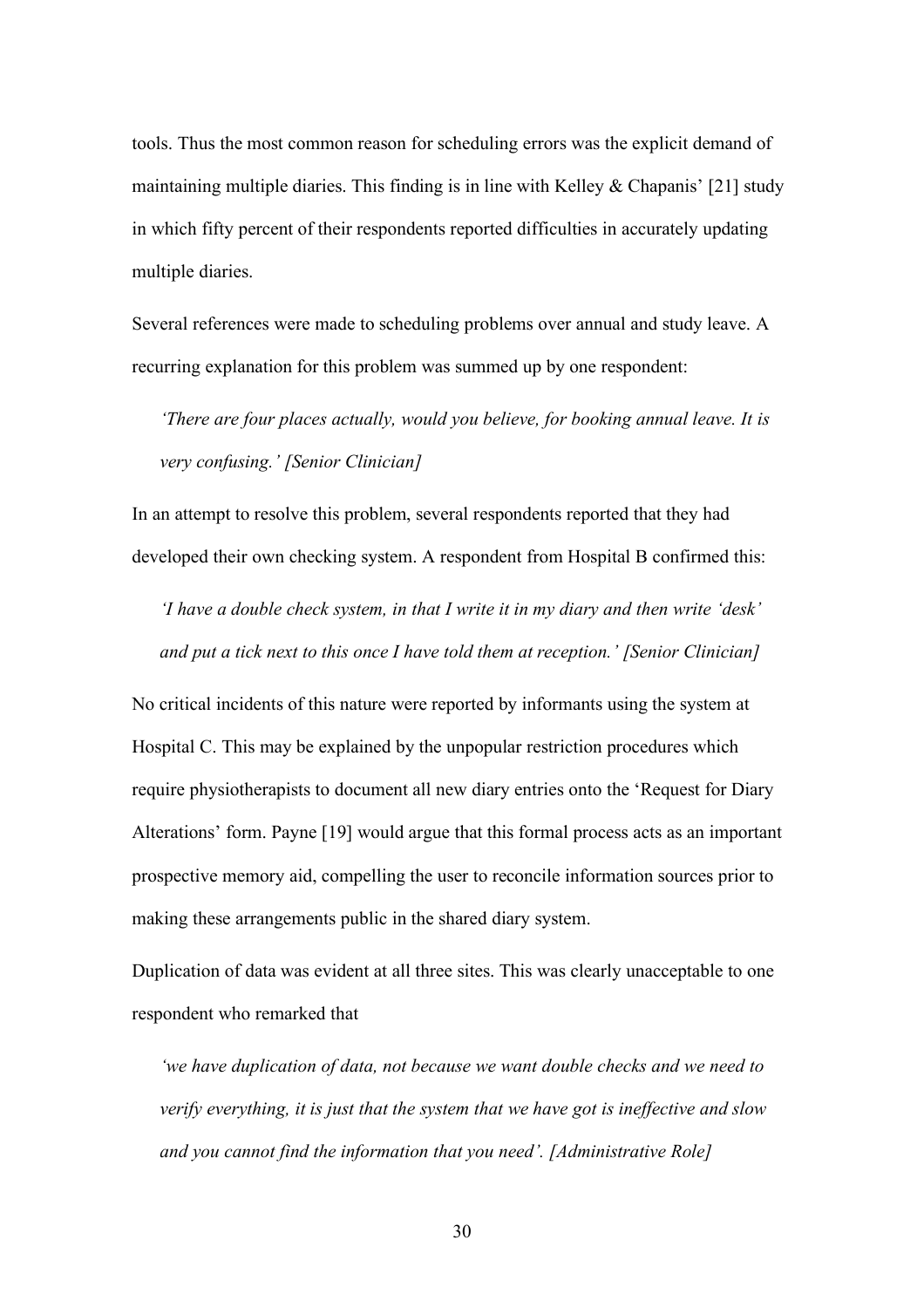tools. Thus the most common reason for scheduling errors was the explicit demand of maintaining multiple diaries. This finding is in line with Kelley & Chapanis' [21] study in which fifty percent of their respondents reported difficulties in accurately updating multiple diaries.

Several references were made to scheduling problems over annual and study leave. A recurring explanation for this problem was summed up by one respondent:

> *'There are four places actually, would you believe, for booking annual leave. It is very confusing.' [Senior Clinician]*

In an attempt to resolve this problem, several respondents reported that they had developed their own checking system. A respondent from Hospital B confirmed this:

> *'I have a double check system, in that I write it in my diary and then write 'desk' and put a tick next to this once I have told them at reception.' [Senior Clinician]*

No critical incidents of this nature were reported by informants using the system at Hospital C. This may be explained by the unpopular restriction procedures which require physiotherapists to document all new diary entries onto the 'Request for Diary Alterations' form. Payne [19] would argue that this formal process acts as an important prospective memory aid, compelling the user to reconcile information sources prior to making these arrangements public in the shared diary system.

Duplication of data was evident at all three sites. This was clearly unacceptable to one respondent who remarked that

> *'we have duplication of data, not because we want double checks and we need to verify everything, it is just that the system that we have got is ineffective and slow and you cannot find the information that you need'. [Administrative Role]*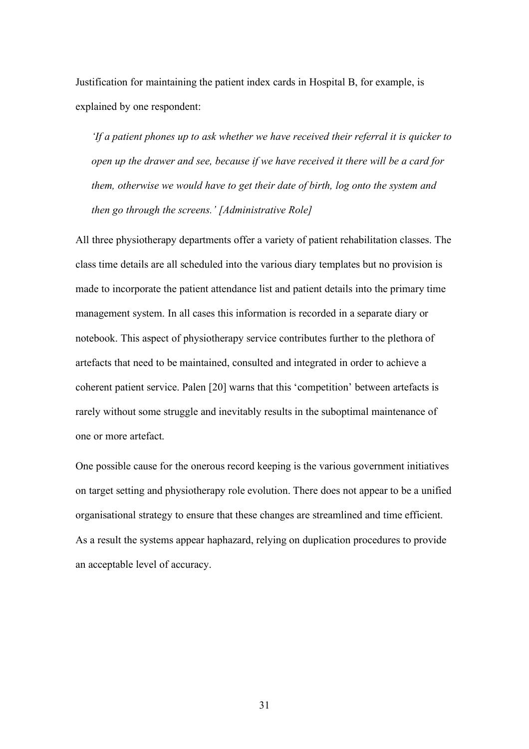Justification for maintaining the patient index cards in Hospital B, for example, is explained by one respondent:

> *'If a patient phones up to ask whether we have received their referral it is quicker to open up the drawer and see, because if we have received it there will be a card for them, otherwise we would have to get their date of birth, log onto the system and then go through the screens.' [Administrative Role]*

All three physiotherapy departments offer a variety of patient rehabilitation classes. The class time details are all scheduled into the various diary templates but no provision is made to incorporate the patient attendance list and patient details into the primary time management system. In all cases this information is recorded in a separate diary or notebook. This aspect of physiotherapy service contributes further to the plethora of artefacts that need to be maintained, consulted and integrated in order to achieve a coherent patient service. Palen [20] warns that this 'competition' between artefacts is rarely without some struggle and inevitably results in the suboptimal maintenance of one or more artefact.

One possible cause for the onerous record keeping is the various government initiatives on target setting and physiotherapy role evolution. There does not appear to be a unified organisational strategy to ensure that these changes are streamlined and time efficient. As a result the systems appear haphazard, relying on duplication procedures to provide an acceptable level of accuracy.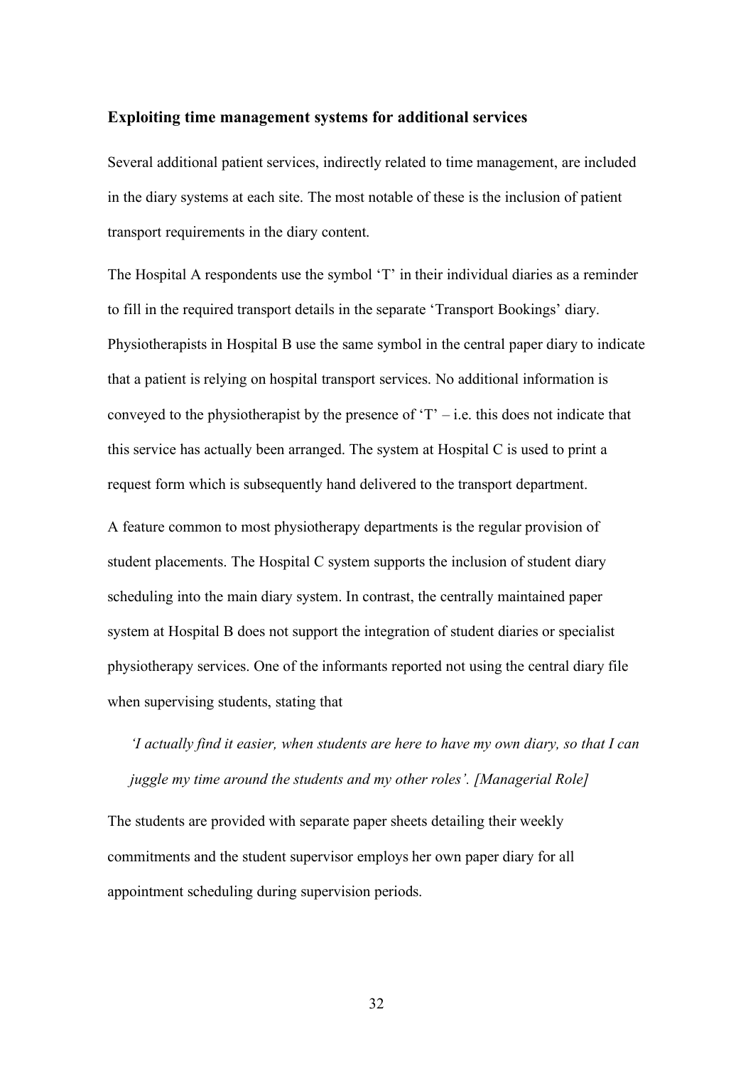**Exploiting time management systems for additional services**

Several additional patient services, indirectly related to time management, are included in the diary systems at each site. The most notable of these is the inclusion of patient transport requirements in the diary content.

The Hospital A respondents use the symbol 'T' in their individual diaries as a reminder to fill in the required transport details in the separate 'Transport Bookings' diary. Physiotherapists in Hospital B use the same symbol in the central paper diary to indicate that a patient is relying on hospital transport services. No additional information is conveyed to the physiotherapist by the presence of 'T' – i.e. this does not indicate that this service has actually been arranged. The system at Hospital C is used to print a request form which is subsequently hand delivered to the transport department.

A feature common to most physiotherapy departments is the regular provision of student placements. The Hospital C system supports the inclusion of student diary scheduling into the main diary system. In contrast, the centrally maintained paper system at Hospital B does not support the integration of student diaries or specialist physiotherapy services. One of the informants reported not using the central diary file when supervising students, stating that

> *'I actually find it easier, when students are here to have my own diary, so that I can juggle my time around the students and my other roles'. [Managerial Role]*

The students are provided with separate paper sheets detailing their weekly commitments and the student supervisor employs her own paper diary for all appointment scheduling during supervision periods.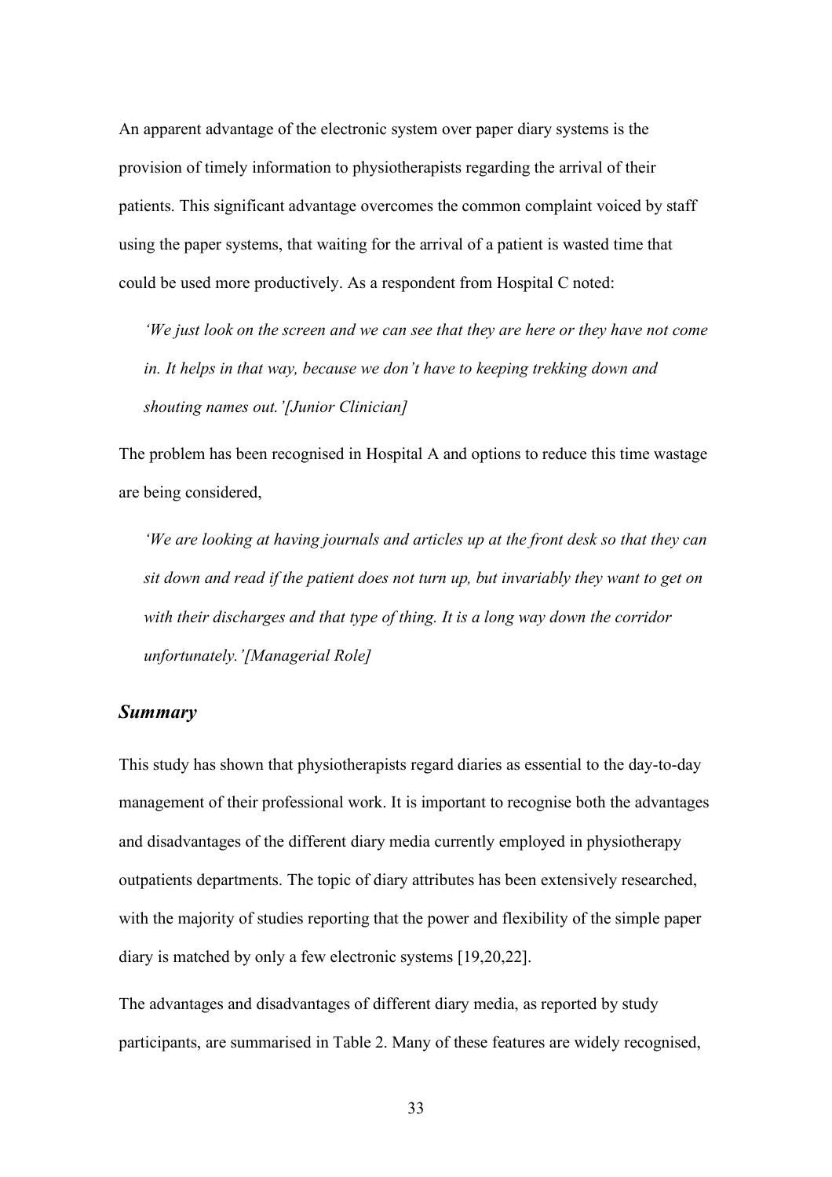An apparent advantage of the electronic system over paper diary systems is the provision of timely information to physiotherapists regarding the arrival of their patients. This significant advantage overcomes the common complaint voiced by staff using the paper systems, that waiting for the arrival of a patient is wasted time that could be used more productively. As a respondent from Hospital C noted:

> *'We just look on the screen and we can see that they are here or they have not come in. It helps in that way, because we don't have to keeping trekking down and shouting names out.'[Junior Clinician]*

The problem has been recognised in Hospital A and options to reduce this time wastage are being considered,

> *'We are looking at having journals and articles up at the front desk so that they can sit down and read if the patient does not turn up, but invariably they want to get on with their discharges and that type of thing. It is a long way down the corridor unfortunately.'[Managerial Role]*

### *Summary*

This study has shown that physiotherapists regard diaries as essential to the day-to-day management of their professional work. It is important to recognise both the advantages and disadvantages of the different diary media currently employed in physiotherapy outpatients departments. The topic of diary attributes has been extensively researched, with the majority of studies reporting that the power and flexibility of the simple paper diary is matched by only a few electronic systems [19,20,22].

The advantages and disadvantages of different diary media, as reported by study participants, are summarised in Table 2. Many of these features are widely recognised,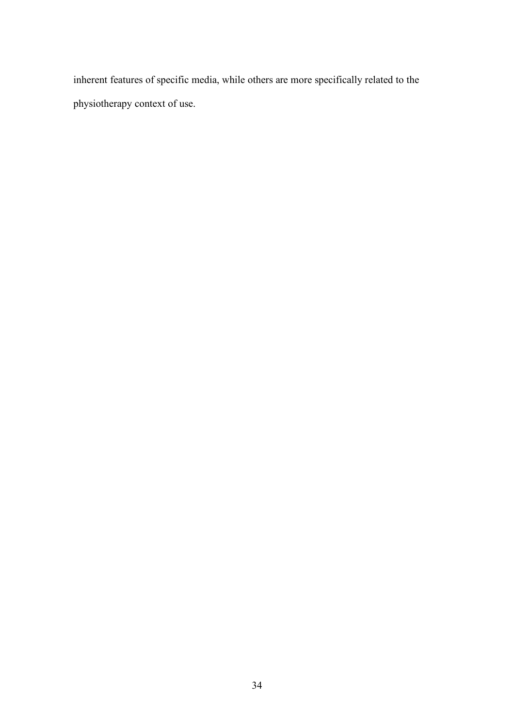inherent features of specific media, while others are more specifically related to the physiotherapy context of use.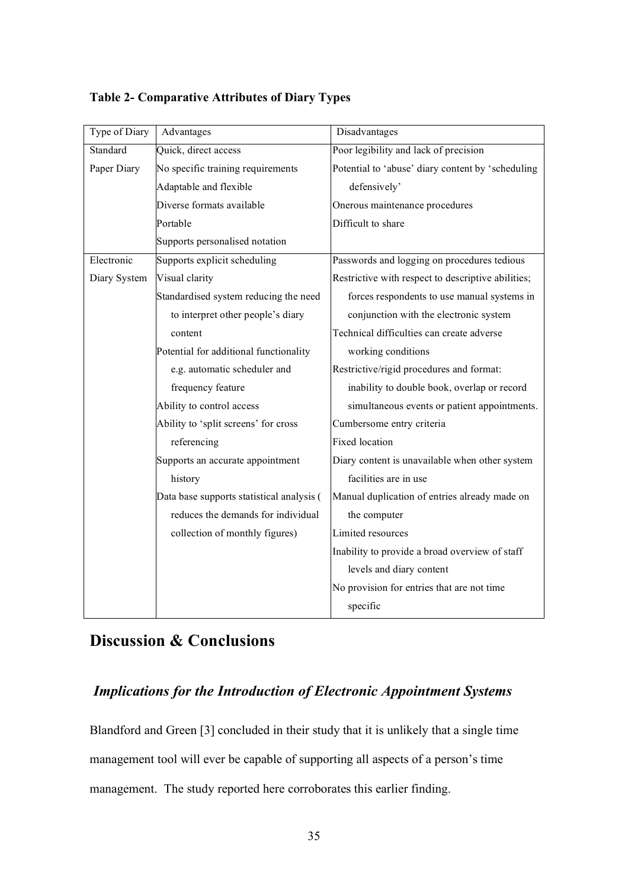**Table 2- Comparative Attributes of Diary Types**

| Type of Diary | Advantages | Disadvantages |
|---|---|---|
| Standard Paper Diary | Quick, direct access<br>No specific training requirements<br>Adaptable and flexible<br>Diverse formats available<br>Portable<br>Supports personalised notation | Poor legibility and lack of precision<br>Potential to 'abuse' diary content by 'scheduling defensively'<br>Onerous maintenance procedures<br>Difficult to share |
| Electronic Diary System | Supports explicit scheduling<br>Visual clarity<br>Standardised system reducing the need to interpret other people's diary content<br>Potential for additional functionality e.g. automatic scheduler and frequency feature<br>Ability to control access<br>Ability to 'split screens' for cross referencing<br>Supports an accurate appointment history<br>Data base supports statistical analysis ( reduces the demands for individual collection of monthly figures) | Passwords and logging on procedures tedious<br>Restrictive with respect to descriptive abilities; forces respondents to use manual systems in conjunction with the electronic system<br>Technical difficulties can create adverse working conditions<br>Restrictive/rigid procedures and format: inability to double book, overlap or record simultaneous events or patient appointments.<br>Cumbersome entry criteria<br>Fixed location<br>Diary content is unavailable when other system facilities are in use<br>Manual duplication of entries already made on the computer<br>Limited resources<br>Inability to provide a broad overview of staff levels and diary content<br>No provision for entries that are not time specific |

# Discussion & Conclusions

## *Implications for the Introduction of Electronic Appointment Systems*

Blandford and Green [3] concluded in their study that it is unlikely that a single time management tool will ever be capable of supporting all aspects of a person's time management. The study reported here corroborates this earlier finding.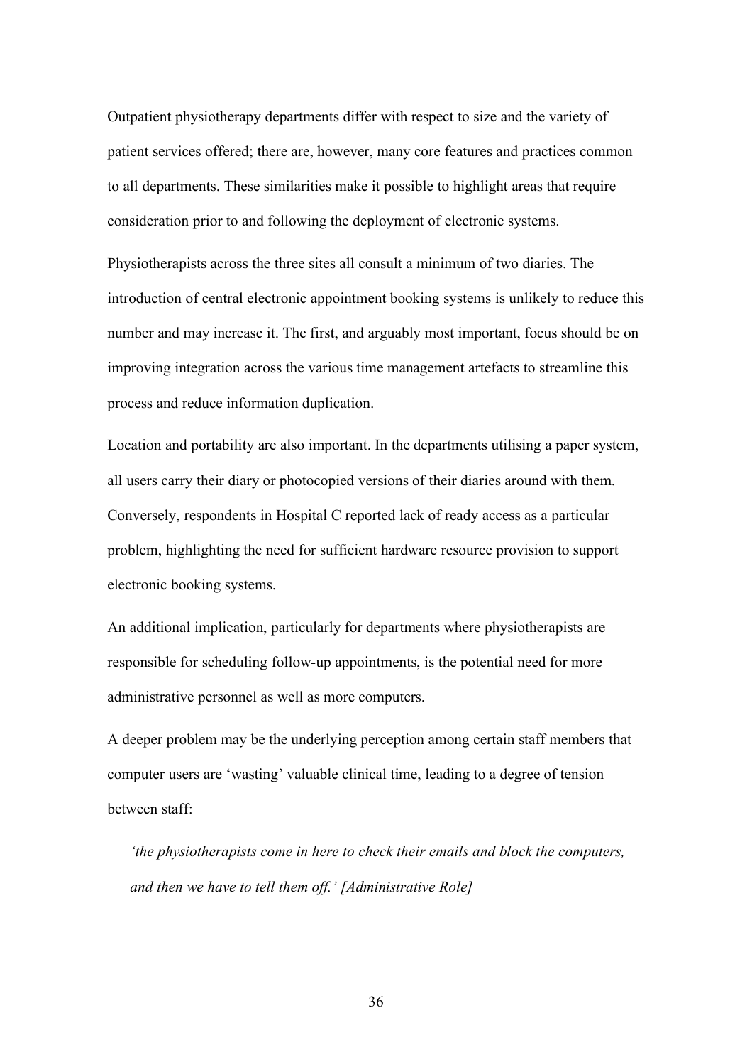Outpatient physiotherapy departments differ with respect to size and the variety of patient services offered; there are, however, many core features and practices common to all departments. These similarities make it possible to highlight areas that require consideration prior to and following the deployment of electronic systems.

Physiotherapists across the three sites all consult a minimum of two diaries. The introduction of central electronic appointment booking systems is unlikely to reduce this number and may increase it. The first, and arguably most important, focus should be on improving integration across the various time management artefacts to streamline this process and reduce information duplication.

Location and portability are also important. In the departments utilising a paper system, all users carry their diary or photocopied versions of their diaries around with them. Conversely, respondents in Hospital C reported lack of ready access as a particular problem, highlighting the need for sufficient hardware resource provision to support electronic booking systems.

An additional implication, particularly for departments where physiotherapists are responsible for scheduling follow-up appointments, is the potential need for more administrative personnel as well as more computers.

A deeper problem may be the underlying perception among certain staff members that computer users are 'wasting' valuable clinical time, leading to a degree of tension between staff:

> *'the physiotherapists come in here to check their emails and block the computers, and then we have to tell them off.' [Administrative Role]*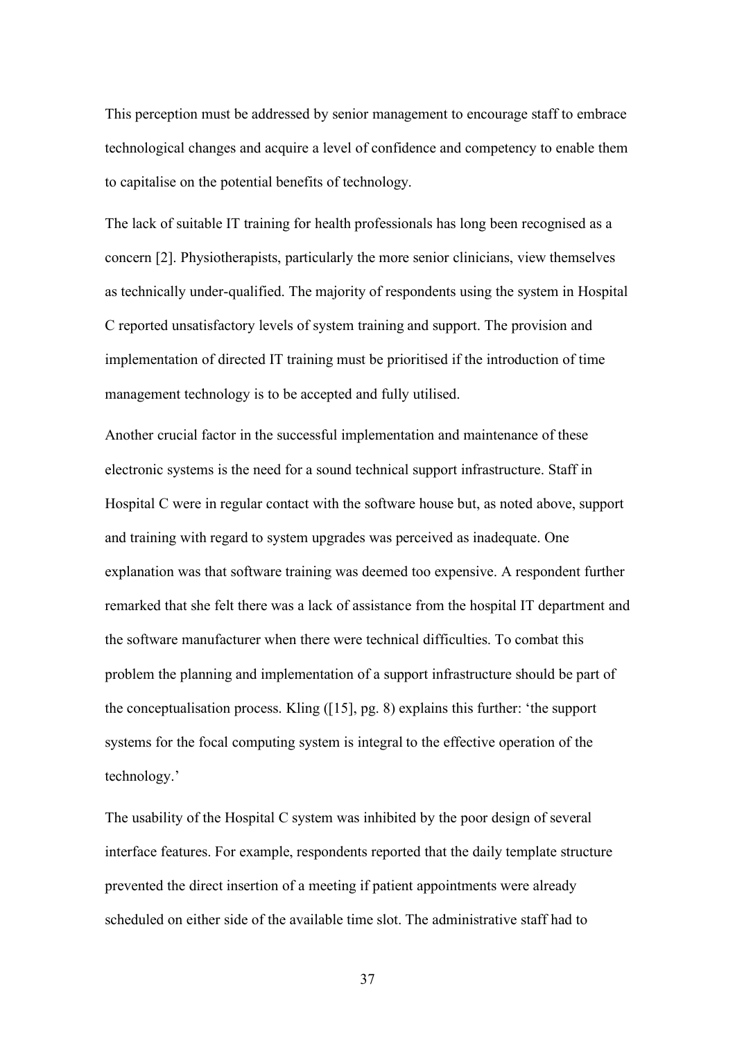This perception must be addressed by senior management to encourage staff to embrace technological changes and acquire a level of confidence and competency to enable them to capitalise on the potential benefits of technology.

The lack of suitable IT training for health professionals has long been recognised as a concern [2]. Physiotherapists, particularly the more senior clinicians, view themselves as technically under-qualified. The majority of respondents using the system in Hospital C reported unsatisfactory levels of system training and support. The provision and implementation of directed IT training must be prioritised if the introduction of time management technology is to be accepted and fully utilised.

Another crucial factor in the successful implementation and maintenance of these electronic systems is the need for a sound technical support infrastructure. Staff in Hospital C were in regular contact with the software house but, as noted above, support and training with regard to system upgrades was perceived as inadequate. One explanation was that software training was deemed too expensive. A respondent further remarked that she felt there was a lack of assistance from the hospital IT department and the software manufacturer when there were technical difficulties. To combat this problem the planning and implementation of a support infrastructure should be part of the conceptualisation process. Kling ([15], pg. 8) explains this further: 'the support systems for the focal computing system is integral to the effective operation of the technology.'

The usability of the Hospital C system was inhibited by the poor design of several interface features. For example, respondents reported that the daily template structure prevented the direct insertion of a meeting if patient appointments were already scheduled on either side of the available time slot. The administrative staff had to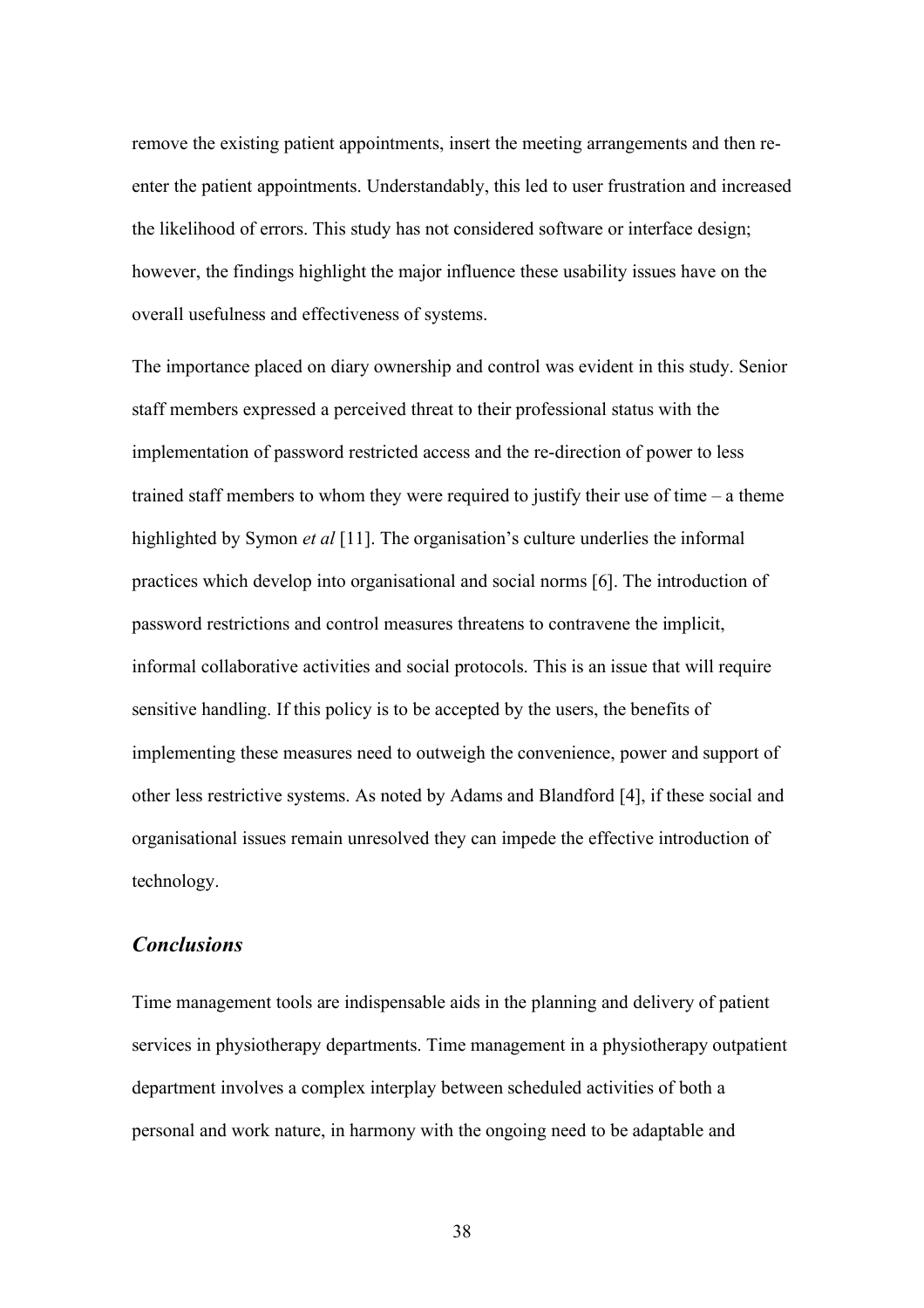remove the existing patient appointments, insert the meeting arrangements and then re-enter the patient appointments. Understandably, this led to user frustration and increased the likelihood of errors. This study has not considered software or interface design; however, the findings highlight the major influence these usability issues have on the overall usefulness and effectiveness of systems.

The importance placed on diary ownership and control was evident in this study. Senior staff members expressed a perceived threat to their professional status with the implementation of password restricted access and the re-direction of power to less trained staff members to whom they were required to justify their use of time – a theme highlighted by Symon *et al* [11]. The organisation's culture underlies the informal practices which develop into organisational and social norms [6]. The introduction of password restrictions and control measures threatens to contravene the implicit, informal collaborative activities and social protocols. This is an issue that will require sensitive handling. If this policy is to be accepted by the users, the benefits of implementing these measures need to outweigh the convenience, power and support of other less restrictive systems. As noted by Adams and Blandford [4], if these social and organisational issues remain unresolved they can impede the effective introduction of technology.

## *Conclusions*

Time management tools are indispensable aids in the planning and delivery of patient services in physiotherapy departments. Time management in a physiotherapy outpatient department involves a complex interplay between scheduled activities of both a personal and work nature, in harmony with the ongoing need to be adaptable and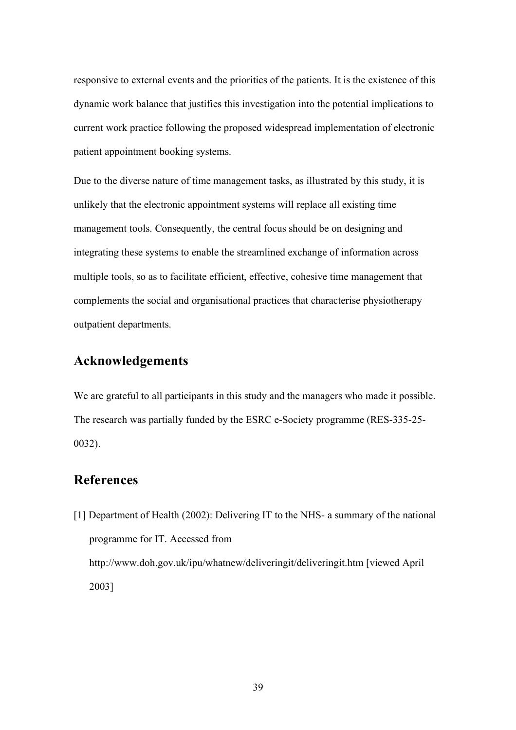responsive to external events and the priorities of the patients. It is the existence of this dynamic work balance that justifies this investigation into the potential implications to current work practice following the proposed widespread implementation of electronic patient appointment booking systems.

Due to the diverse nature of time management tasks, as illustrated by this study, it is unlikely that the electronic appointment systems will replace all existing time management tools. Consequently, the central focus should be on designing and integrating these systems to enable the streamlined exchange of information across multiple tools, so as to facilitate efficient, effective, cohesive time management that complements the social and organisational practices that characterise physiotherapy outpatient departments.

## Acknowledgements

We are grateful to all participants in this study and the managers who made it possible. The research was partially funded by the ESRC e-Society programme (RES-335-25-0032).

## References

[1] Department of Health (2002): Delivering IT to the NHS- a summary of the national programme for IT. Accessed from http://www.doh.gov.uk/ipu/whatnew/deliveringit/deliveringit.htm [viewed April 2003]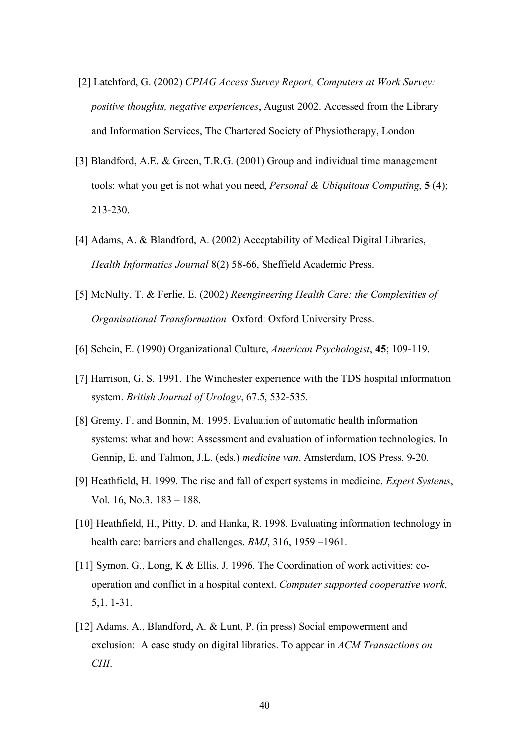[2] Latchford, G. (2002) *CPIAG Access Survey Report, Computers at Work Survey: positive thoughts, negative experiences*, August 2002. Accessed from the Library and Information Services, The Chartered Society of Physiotherapy, London

[3] Blandford, A.E. & Green, T.R.G. (2001) Group and individual time management tools: what you get is not what you need, *Personal & Ubiquitous Computing*, **5** (4); 213-230.

[4] Adams, A. & Blandford, A. (2002) Acceptability of Medical Digital Libraries, *Health Informatics Journal* 8(2) 58-66, Sheffield Academic Press.

[5] McNulty, T. & Ferlie, E. (2002) *Reengineering Health Care: the Complexities of Organisational Transformation* Oxford: Oxford University Press.

[6] Schein, E. (1990) Organizational Culture, *American Psychologist*, **45**; 109-119.

[7] Harrison, G. S. 1991. The Winchester experience with the TDS hospital information system. *British Journal of Urology*, 67.5, 532-535.

[8] Gremy, F. and Bonnin, M. 1995. Evaluation of automatic health information systems: what and how: Assessment and evaluation of information technologies. In Gennip, E. and Talmon, J.L. (eds.) *medicine van*. Amsterdam, IOS Press. 9-20.

[9] Heathfield, H. 1999. The rise and fall of expert systems in medicine. *Expert Systems*, Vol. 16, No.3. 183 – 188.

[10] Heathfield, H., Pitty, D. and Hanka, R. 1998. Evaluating information technology in health care: barriers and challenges. *BMJ*, 316, 1959 –1961.

[11] Symon, G., Long, K & Ellis, J. 1996. The Coordination of work activities: co-operation and conflict in a hospital context. *Computer supported cooperative work*, 5,1. 1-31.

[12] Adams, A., Blandford, A. & Lunt, P. (in press) Social empowerment and exclusion: A case study on digital libraries. To appear in *ACM Transactions on CHI*.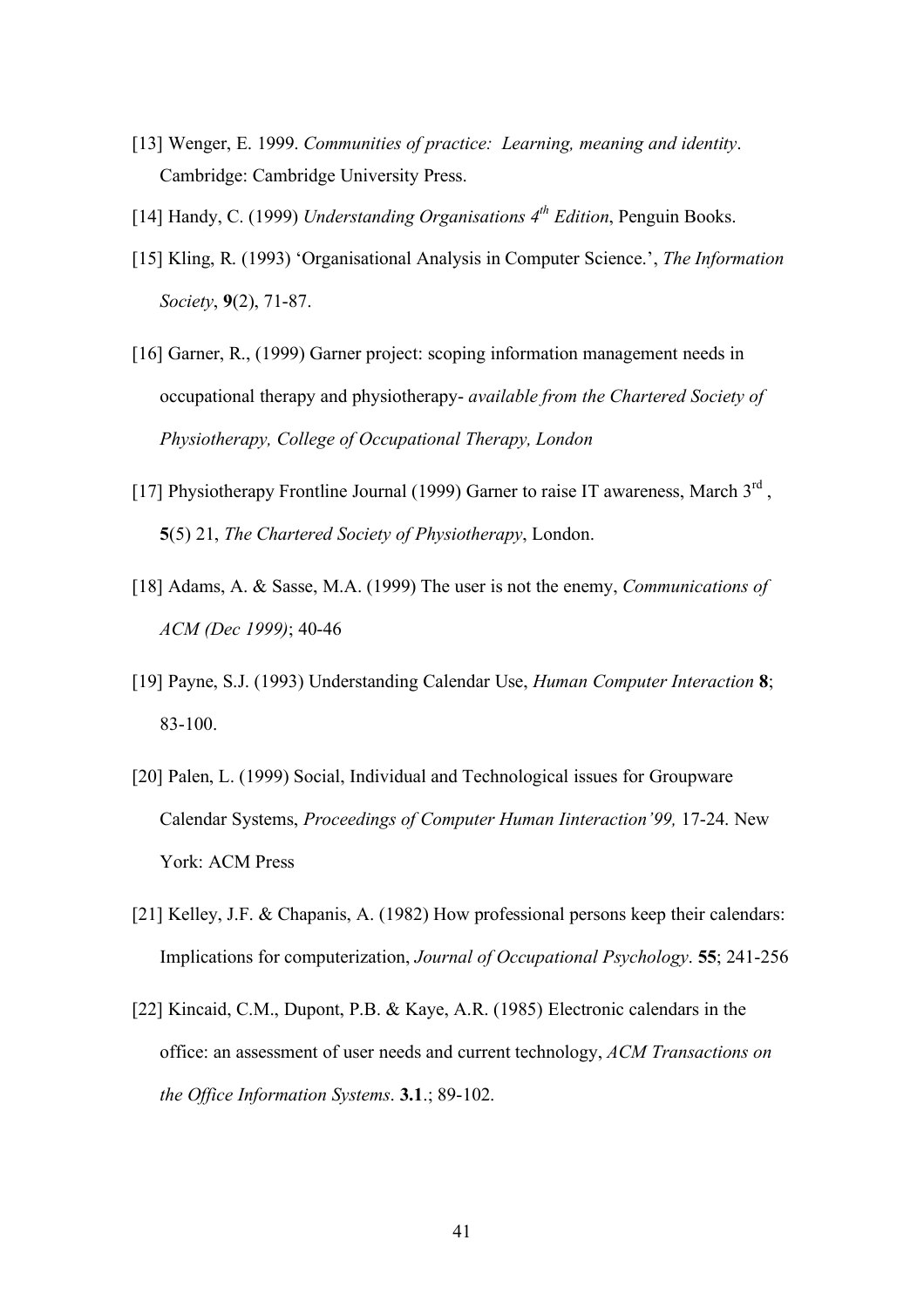[13] Wenger, E. 1999. *Communities of practice: Learning, meaning and identity*. Cambridge: Cambridge University Press.

[14] Handy, C. (1999) *Understanding Organisations 4th Edition*, Penguin Books.

[15] Kling, R. (1993) 'Organisational Analysis in Computer Science.', *The Information Society*, **9**(2), 71-87.

[16] Garner, R., (1999) Garner project: scoping information management needs in occupational therapy and physiotherapy- *available from the Chartered Society of Physiotherapy, College of Occupational Therapy, London*

[17] Physiotherapy Frontline Journal (1999) Garner to raise IT awareness, March 3rd , **5**(5) 21, *The Chartered Society of Physiotherapy*, London.

[18] Adams, A. & Sasse, M.A. (1999) The user is not the enemy, *Communications of ACM (Dec 1999)*; 40-46

[19] Payne, S.J. (1993) Understanding Calendar Use, *Human Computer Interaction* **8**; 83-100.

[20] Palen, L. (1999) Social, Individual and Technological issues for Groupware Calendar Systems, *Proceedings of Computer Human Iinteraction'99,* 17-24. New York: ACM Press

[21] Kelley, J.F. & Chapanis, A. (1982) How professional persons keep their calendars: Implications for computerization, *Journal of Occupational Psychology*. **55**; 241-256

[22] Kincaid, C.M., Dupont, P.B. & Kaye, A.R. (1985) Electronic calendars in the office: an assessment of user needs and current technology, *ACM Transactions on the Office Information Systems*. **3.1**.; 89-102.